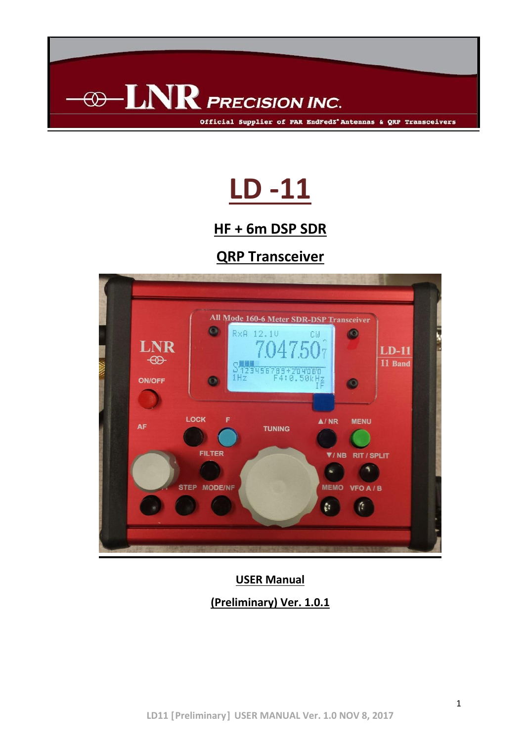LNR PRECISION INC.

Official Supplier of PAR EndFedz® Antennas & QRP Transceivers

# LD -11

## HF + 6m DSP SDR

## QRP Transceiver

**USER Manual**

**(Preliminary) Ver. 1.0.1**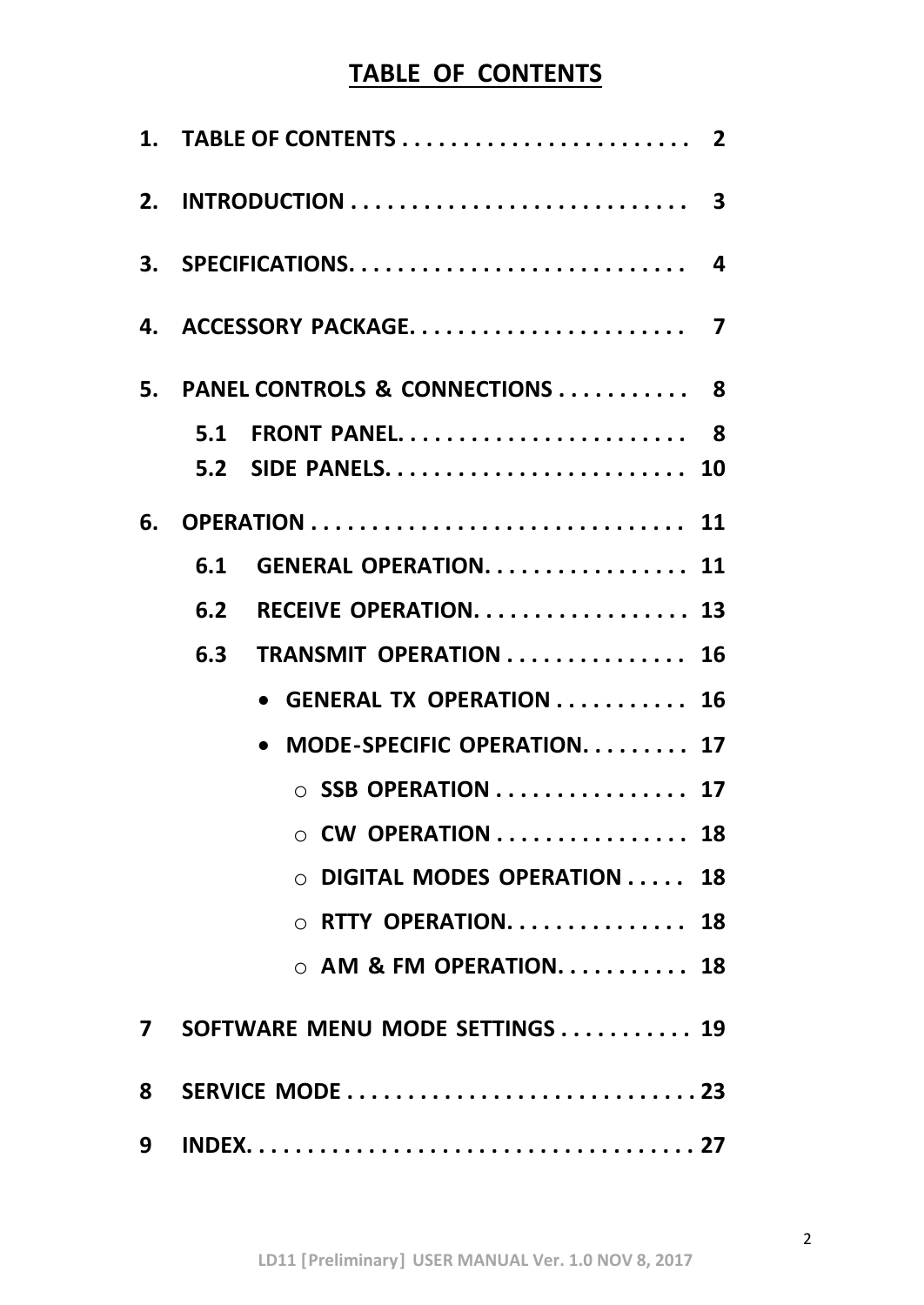# TABLE OF CONTENTS

1. **TABLE OF CONTENTS . . . . . . . . . . . . . . . . . . . . . . . . 2**
2. **INTRODUCTION . . . . . . . . . . . . . . . . . . . . . . . . . . . . 3**
3. **SPECIFICATIONS. . . . . . . . . . . . . . . . . . . . . . . . . . . . 4**
4. **ACCESSORY PACKAGE. . . . . . . . . . . . . . . . . . . . . . . 7**
5. **PANEL CONTROLS & CONNECTIONS . . . . . . . . . . . 8**
   - **5.1 FRONT PANEL. . . . . . . . . . . . . . . . . . . . . . . . 8**
   - **5.2 SIDE PANELS. . . . . . . . . . . . . . . . . . . . . . . . . 10**
6. **OPERATION . . . . . . . . . . . . . . . . . . . . . . . . . . . . . . 11**
   - **6.1 GENERAL OPERATION. . . . . . . . . . . . . . . . . 11**
   - **6.2 RECEIVE OPERATION. . . . . . . . . . . . . . . . . . 13**
   - **6.3 TRANSMIT OPERATION . . . . . . . . . . . . . . . 16**
     - **GENERAL TX OPERATION . . . . . . . . . . . 16**
     - **MODE-SPECIFIC OPERATION. . . . . . . . . 17**
       - **SSB OPERATION . . . . . . . . . . . . . . . . 17**
       - **CW OPERATION . . . . . . . . . . . . . . . . 18**
       - **DIGITAL MODES OPERATION . . . . . 18**
       - **RTTY OPERATION. . . . . . . . . . . . . . . 18**
       - **AM & FM OPERATION. . . . . . . . . . . 18**
7. **SOFTWARE MENU MODE SETTINGS . . . . . . . . . . . 19**
8. **SERVICE MODE . . . . . . . . . . . . . . . . . . . . . . . . . . . . 23**
9. **INDEX. . . . . . . . . . . . . . . . . . . . . . . . . . . . . . . . . . . 27**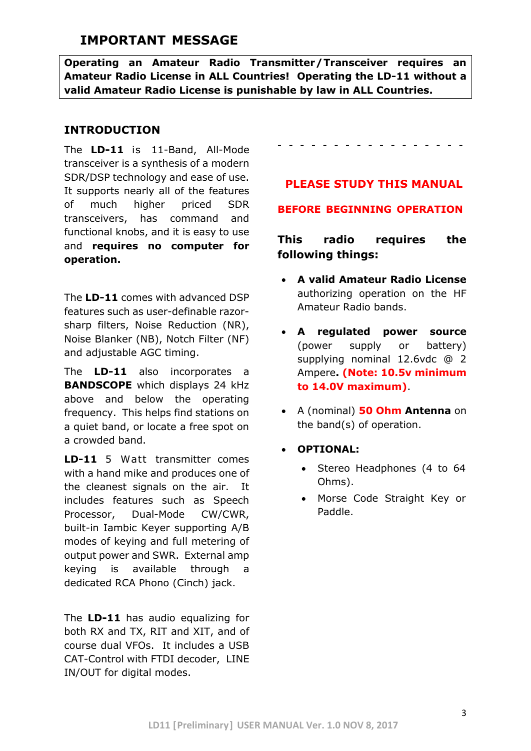## IMPORTANT MESSAGE

**Operating an Amateur Radio Transmitter/Transceiver requires an Amateur Radio License in ALL Countries! Operating the LD-11 without a valid Amateur Radio License is punishable by law in ALL Countries.**

### INTRODUCTION

The **LD-11** is 11-Band, All-Mode transceiver is a synthesis of a modern SDR/DSP technology and ease of use. It supports nearly all of the features of much higher priced SDR transceivers, has command and functional knobs, and it is easy to use and **requires no computer for operation.**

The **LD-11** comes with advanced DSP features such as user-definable razor-sharp filters, Noise Reduction (NR), Noise Blanker (NB), Notch Filter (NF) and adjustable AGC timing.

The **LD-11** also incorporates a **BANDSCOPE** which displays 24 kHz above and below the operating frequency. This helps find stations on a quiet band, or locate a free spot on a crowded band.

**LD-11** 5 Watt transmitter comes with a hand mike and produces one of the cleanest signals on the air. It includes features such as Speech Processor, Dual-Mode CW/CWR, built-in Iambic Keyer supporting A/B modes of keying and full metering of output power and SWR. External amp keying is available through a dedicated RCA Phono (Cinch) jack.

The **LD-11** has audio equalizing for both RX and TX, RIT and XIT, and of course dual VFOs. It includes a USB CAT-Control with FTDI decoder, LINE IN/OUT for digital modes.

- - - - - - - - - - - - - - - - -

**PLEASE STUDY THIS MANUAL**

**BEFORE BEGINNING OPERATION**

**This radio requires the following things:**

- **A valid Amateur Radio License** authorizing operation on the HF Amateur Radio bands.
- **A regulated power source** (power supply or battery) supplying nominal 12.6vdc @ 2 Ampere**. (Note: 10.5v minimum to 14.0V maximum)**.
- A (nominal) **50 Ohm Antenna** on the band(s) of operation.
- **OPTIONAL:**
  - Stereo Headphones (4 to 64 Ohms).
  - Morse Code Straight Key or Paddle.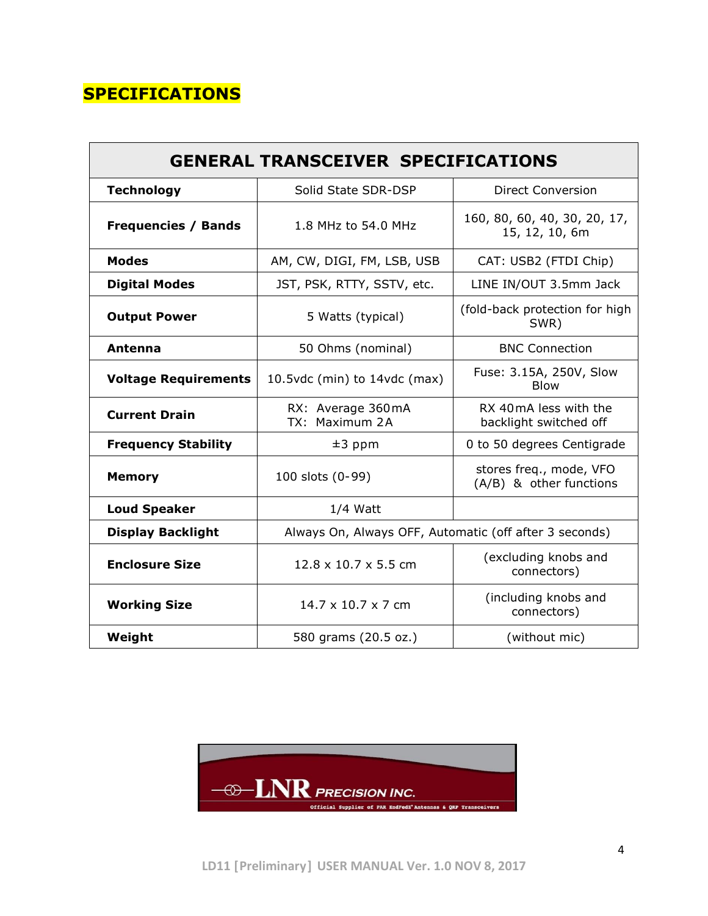# SPECIFICATIONS

| GENERAL TRANSCEIVER SPECIFICATIONS | | |
|---|---|---|
| **Technology** | Solid State SDR-DSP | Direct Conversion |
| **Frequencies / Bands** | 1.8 MHz to 54.0 MHz | 160, 80, 60, 40, 30, 20, 17, 15, 12, 10, 6m |
| **Modes** | AM, CW, DIGI, FM, LSB, USB | CAT: USB2 (FTDI Chip) |
| **Digital Modes** | JST, PSK, RTTY, SSTV, etc. | LINE IN/OUT 3.5mm Jack |
| **Output Power** | 5 Watts (typical) | (fold-back protection for high SWR) |
| **Antenna** | 50 Ohms (nominal) | BNC Connection |
| **Voltage Requirements** | 10.5vdc (min) to 14vdc (max) | Fuse: 3.15A, 250V, Slow Blow |
| **Current Drain** | RX: Average 360mA<br>TX: Maximum 2A | RX 40mA less with the backlight switched off |
| **Frequency Stability** | ±3 ppm | 0 to 50 degrees Centigrade |
| **Memory** | 100 slots (0-99) | stores freq., mode, VFO (A/B) & other functions |
| **Loud Speaker** | 1/4 Watt | |
| **Display Backlight** | Always On, Always OFF, Automatic (off after 3 seconds) | |
| **Enclosure Size** | 12.8 x 10.7 x 5.5 cm | (excluding knobs and connectors) |
| **Working Size** | 14.7 x 10.7 x 7 cm | (including knobs and connectors) |
| **Weight** | 580 grams (20.5 oz.) | (without mic) |

LNR PRECISION INC.

Official Supplier of PAR EndFedZ Antennas & QRP Transceivers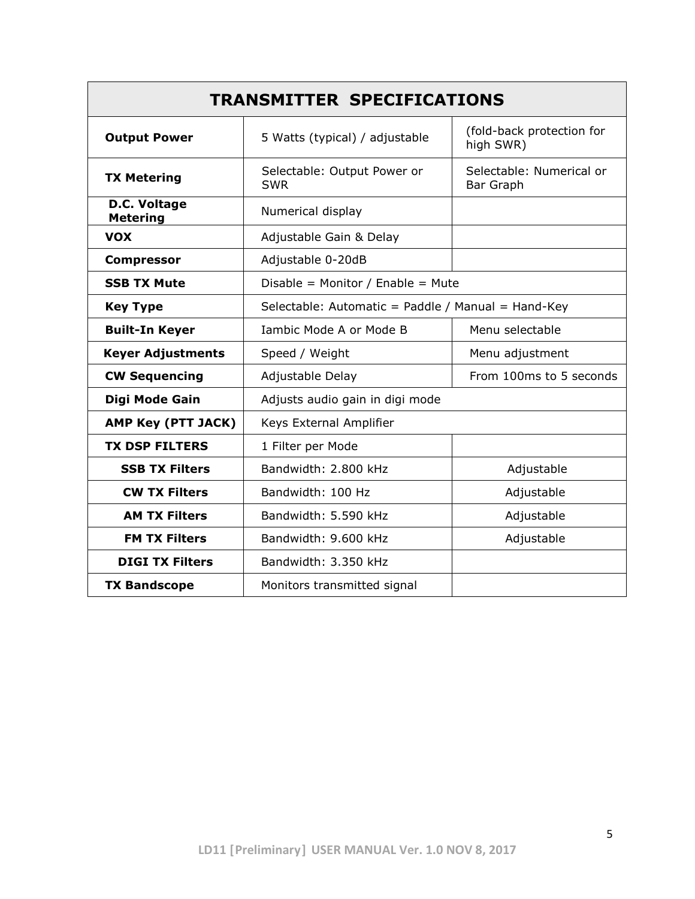| TRANSMITTER SPECIFICATIONS | | |
|---|---|---|
| **Output Power** | 5 Watts (typical) / adjustable | (fold-back protection for high SWR) |
| **TX Metering** | Selectable: Output Power or SWR | Selectable: Numerical or Bar Graph |
| **D.C. Voltage Metering** | Numerical display | |
| **VOX** | Adjustable Gain & Delay | |
| **Compressor** | Adjustable 0-20dB | |
| **SSB TX Mute** | Disable = Monitor / Enable = Mute | |
| **Key Type** | Selectable: Automatic = Paddle / Manual = Hand-Key | |
| **Built-In Keyer** | Iambic Mode A or Mode B | Menu selectable |
| **Keyer Adjustments** | Speed / Weight | Menu adjustment |
| **CW Sequencing** | Adjustable Delay | From 100ms to 5 seconds |
| **Digi Mode Gain** | Adjusts audio gain in digi mode | |
| **AMP Key (PTT JACK)** | Keys External Amplifier | |
| **TX DSP FILTERS** | 1 Filter per Mode | |
| **SSB TX Filters** | Bandwidth: 2.800 kHz | Adjustable |
| **CW TX Filters** | Bandwidth: 100 Hz | Adjustable |
| **AM TX Filters** | Bandwidth: 5.590 kHz | Adjustable |
| **FM TX Filters** | Bandwidth: 9.600 kHz | Adjustable |
| **DIGI TX Filters** | Bandwidth: 3.350 kHz | |
| **TX Bandscope** | Monitors transmitted signal | |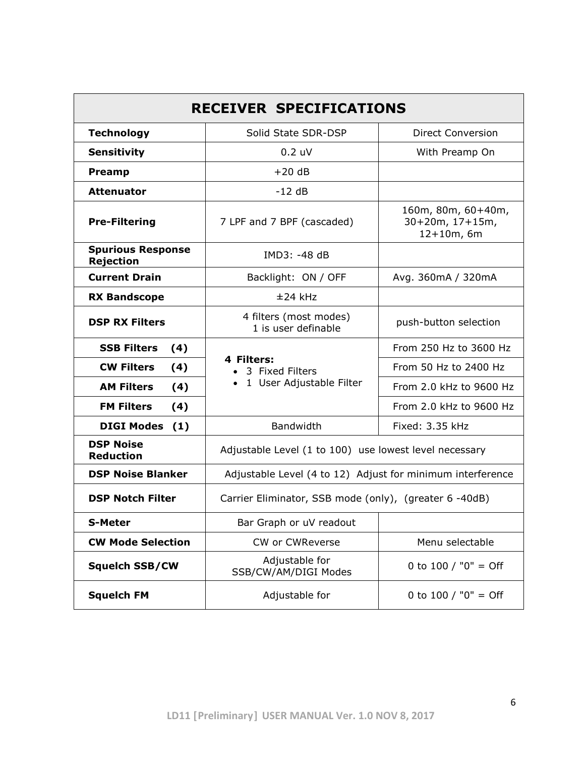| RECEIVER SPECIFICATIONS | | |
|---|---|---|
| **Technology** | Solid State SDR-DSP | Direct Conversion |
| **Sensitivity** | 0.2 uV | With Preamp On |
| **Preamp** | +20 dB | |
| **Attenuator** | -12 dB | |
| **Pre-Filtering** | 7 LPF and 7 BPF (cascaded) | 160m, 80m, 60+40m, 30+20m, 17+15m, 12+10m, 6m |
| **Spurious Response Rejection** | IMD3: -48 dB | |
| **Current Drain** | Backlight: ON / OFF | Avg. 360mA / 320mA |
| **RX Bandscope** | ±24 kHz | |
| **DSP RX Filters** | 4 filters (most modes) 1 is user definable | push-button selection |
| **SSB Filters (4)** | **4 Filters:** • 3 Fixed Filters • 1 User Adjustable Filter | From 250 Hz to 3600 Hz |
| **CW Filters (4)** | | From 50 Hz to 2400 Hz |
| **AM Filters (4)** | | From 2.0 kHz to 9600 Hz |
| **FM Filters (4)** | | From 2.0 kHz to 9600 Hz |
| **DIGI Modes (1)** | Bandwidth | Fixed: 3.35 kHz |
| **DSP Noise Reduction** | Adjustable Level (1 to 100) use lowest level necessary | |
| **DSP Noise Blanker** | Adjustable Level (4 to 12) Adjust for minimum interference | |
| **DSP Notch Filter** | Carrier Eliminator, SSB mode (only), (greater 6 -40dB) | |
| **S-Meter** | Bar Graph or uV readout | |
| **CW Mode Selection** | CW or CWReverse | Menu selectable |
| **Squelch SSB/CW** | Adjustable for SSB/CW/AM/DIGI Modes | 0 to 100 / "0" = Off |
| **Squelch FM** | Adjustable for | 0 to 100 / "0" = Off |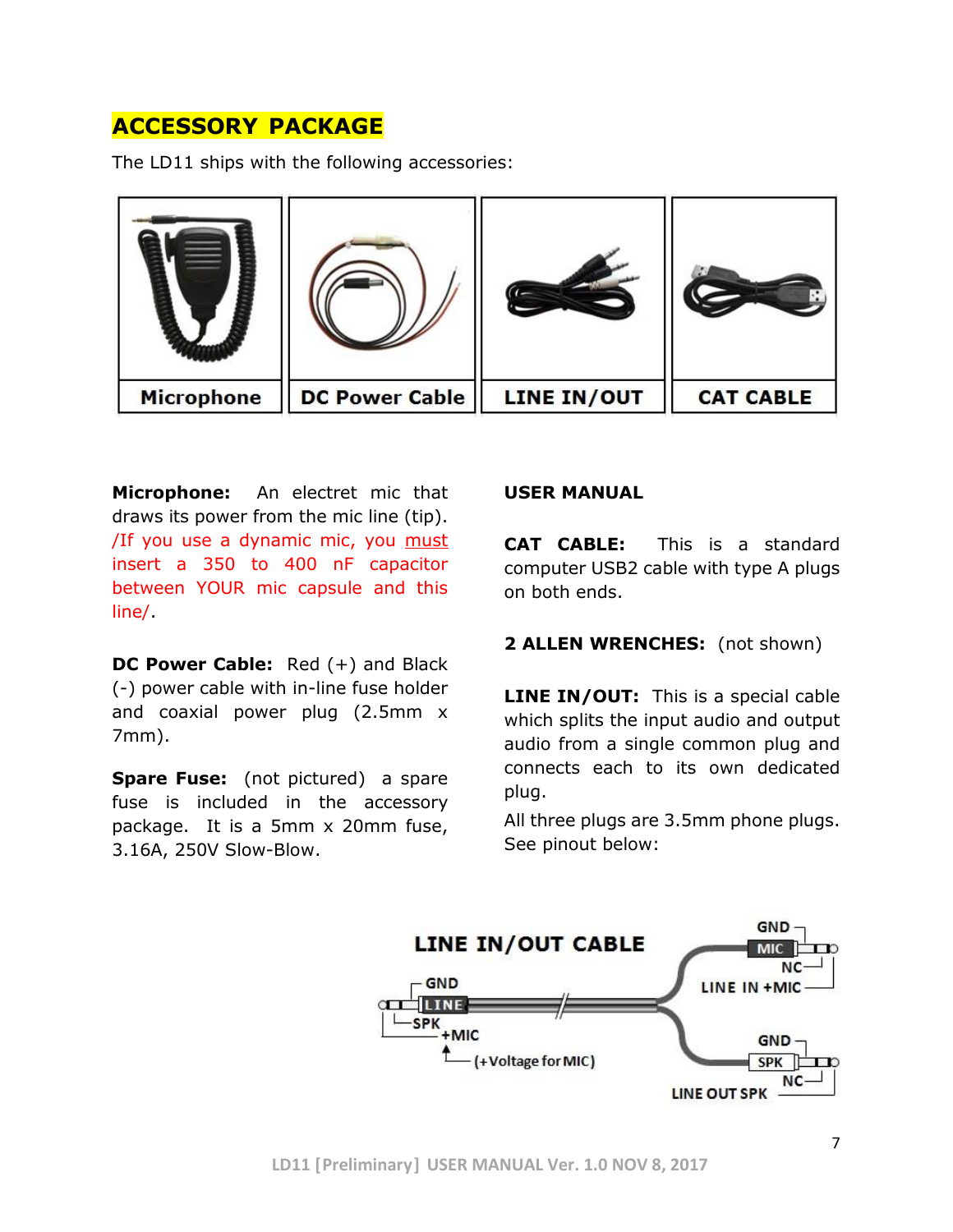## ACCESSORY PACKAGE

The LD11 ships with the following accessories:

| Microphone | DC Power Cable | LINE IN/OUT | CAT CABLE |
|---|---|---|---|

**Microphone:** An electret mic that draws its power from the mic line (tip). /If you use a dynamic mic, you must insert a 350 to 400 nF capacitor between YOUR mic capsule and this line/.

**DC Power Cable:** Red (+) and Black (-) power cable with in-line fuse holder and coaxial power plug (2.5mm x 7mm).

**Spare Fuse:** (not pictured) a spare fuse is included in the accessory package. It is a 5mm x 20mm fuse, 3.16A, 250V Slow-Blow.

**USER MANUAL**

**CAT CABLE:** This is a standard computer USB2 cable with type A plugs on both ends.

**2 ALLEN WRENCHES:** (not shown)

**LINE IN/OUT:** This is a special cable which splits the input audio and output audio from a single common plug and connects each to its own dedicated plug.

All three plugs are 3.5mm phone plugs. See pinout below:

**LINE IN/OUT CABLE**

- Common plug (LINE): GND; SPK; +MIC (+Voltage for MIC)
- LINE IN +MIC plug (MIC): GND; NC
- LINE OUT SPK plug (SPK): GND; NC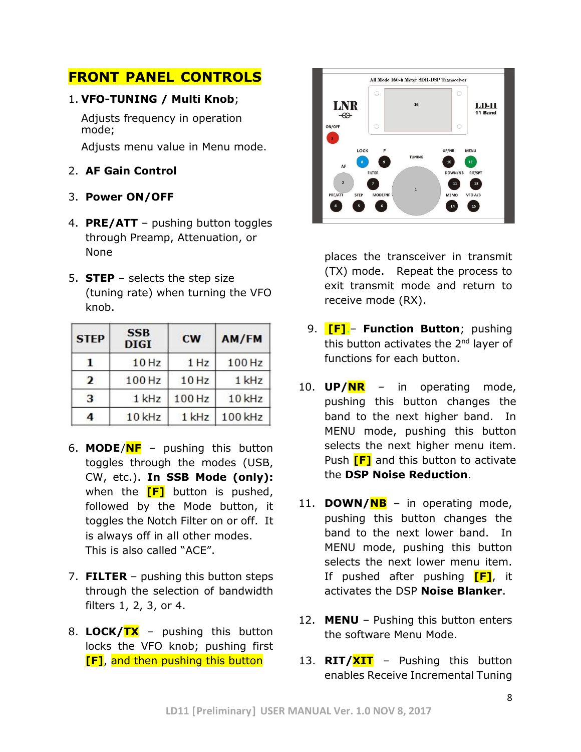# FRONT PANEL CONTROLS

1. **VFO-TUNING / Multi Knob**;

   Adjusts frequency in operation mode;

   Adjusts menu value in Menu mode.

2. **AF Gain Control**

3. **Power ON/OFF**

4. **PRE/ATT** – pushing button toggles through Preamp, Attenuation, or None

5. **STEP** – selects the step size (tuning rate) when turning the VFO knob.

| STEP | SSB DIGI | CW | AM/FM |
|---|---|---|---|
| 1 | 10 Hz | 1 Hz | 100 Hz |
| 2 | 100 Hz | 10 Hz | 1 kHz |
| 3 | 1 kHz | 100 Hz | 10 kHz |
| 4 | 10 kHz | 1 kHz | 100 kHz |

6. **MODE/NF** – pushing this button toggles through the modes (USB, CW, etc.). **In SSB Mode (only):** when the **[F]** button is pushed, followed by the Mode button, it toggles the Notch Filter on or off. It is always off in all other modes. This is also called "ACE".

7. **FILTER** – pushing this button steps through the selection of bandwidth filters 1, 2, 3, or 4.

8. **LOCK/TX** – pushing this button locks the VFO knob; pushing first **[F]**, and then pushing this button places the transceiver in transmit (TX) mode. Repeat the process to exit transmit mode and return to receive mode (RX).

9. **[F]** – **Function Button**; pushing this button activates the 2nd layer of functions for each button.

10. **UP/NR** – in operating mode, pushing this button changes the band to the next higher band. In MENU mode, pushing this button selects the next higher menu item. Push **[F]** and this button to activate the **DSP Noise Reduction**.

11. **DOWN/NB** – in operating mode, pushing this button changes the band to the next lower band. In MENU mode, pushing this button selects the next lower menu item. If pushed after pushing **[F]**, it activates the DSP **Noise Blanker**.

12. **MENU** – Pushing this button enters the software Menu Mode.

13. **RIT/XIT** – Pushing this button enables Receive Incremental Tuning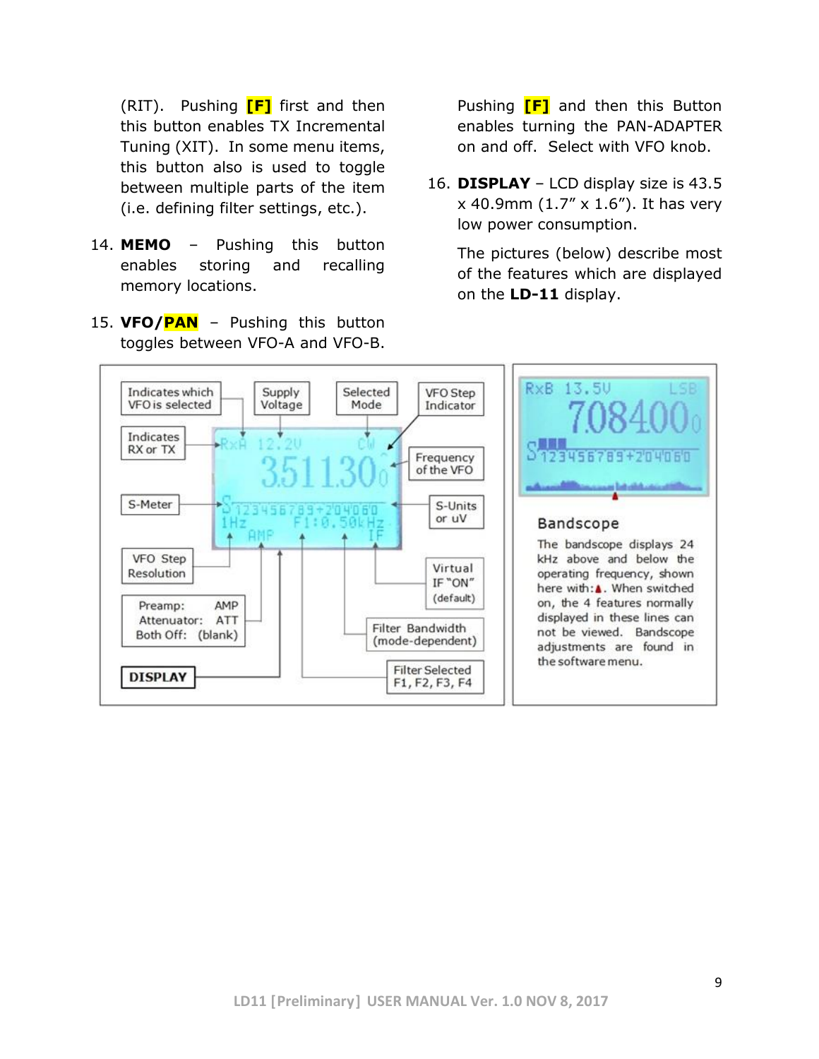(RIT). Pushing **[F]** first and then this button enables TX Incremental Tuning (XIT). In some menu items, this button also is used to toggle between multiple parts of the item (i.e. defining filter settings, etc.).

14. **MEMO** – Pushing this button enables storing and recalling memory locations.

15. **VFO/PAN** – Pushing this button toggles between VFO-A and VFO-B. Pushing **[F]** and then this Button enables turning the PAN-ADAPTER on and off. Select with VFO knob.

16. **DISPLAY** – LCD display size is 43.5 x 40.9mm (1.7" x 1.6"). It has very low power consumption.

    The pictures (below) describe most of the features which are displayed on the **LD-11** display.

Indicates which VFO is selected

Supply Voltage

Selected Mode

VFO Step Indicator

Indicates RX or TX

Frequency of the VFO

S-Meter

S-Units or uV

VFO Step Resolution

Virtual IF "ON" (default)

Preamp: AMP
Attenuator: ATT
Both Off: (blank)

Filter Bandwidth (mode-dependent)

**DISPLAY**

Filter Selected F1, F2, F3, F4

### Bandscope

The bandscope displays 24 kHz above and below the operating frequency, shown here with:▲. When switched on, the 4 features normally displayed in these lines can not be viewed. Bandscope adjustments are found in the software menu.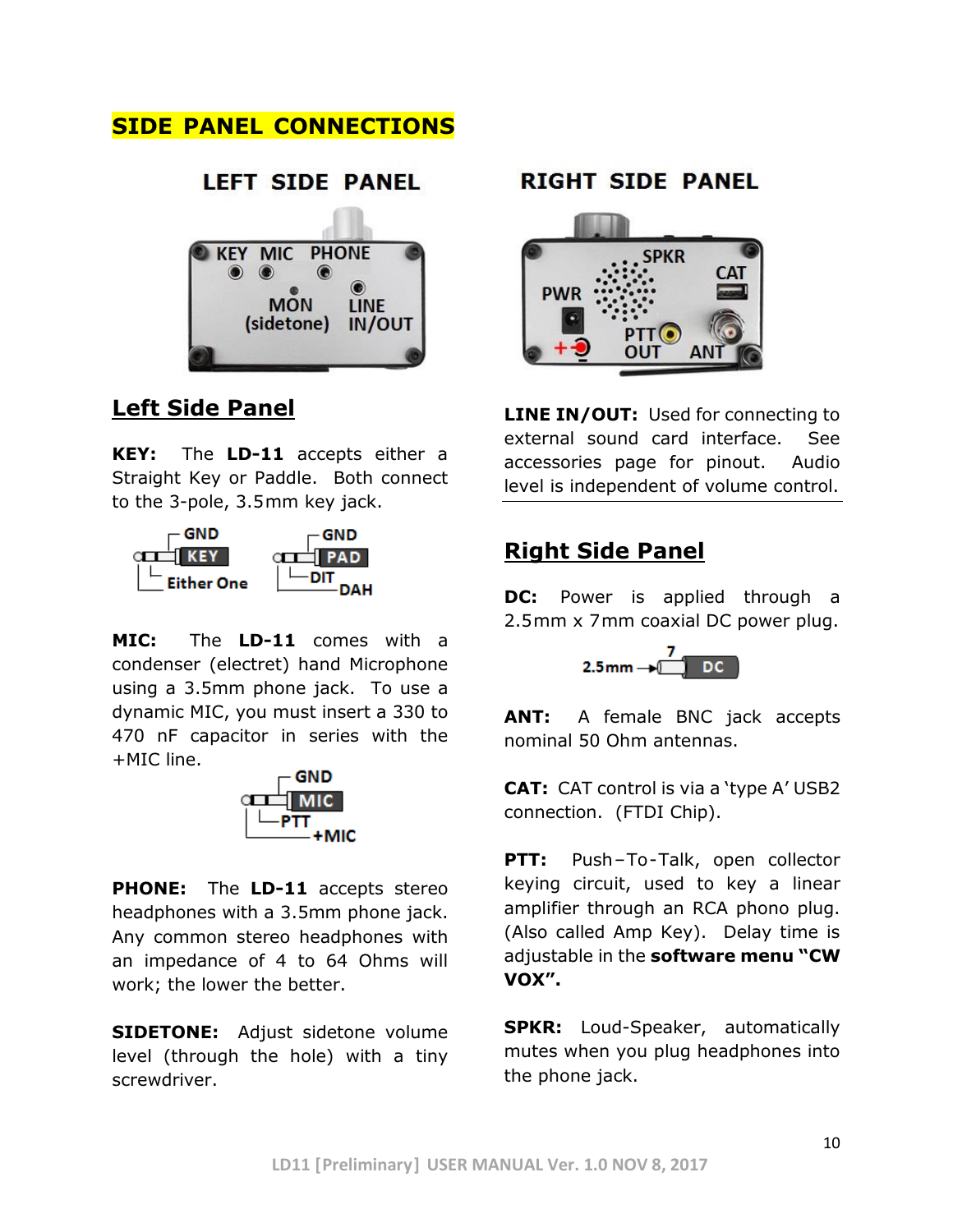# SIDE PANEL CONNECTIONS

## Left Side Panel

**KEY:** The **LD-11** accepts either a Straight Key or Paddle. Both connect to the 3-pole, 3.5mm key jack.

**MIC:** The **LD-11** comes with a condenser (electret) hand Microphone using a 3.5mm phone jack. To use a dynamic MIC, you must insert a 330 to 470 nF capacitor in series with the +MIC line.

**PHONE:** The **LD-11** accepts stereo headphones with a 3.5mm phone jack. Any common stereo headphones with an impedance of 4 to 64 Ohms will work; the lower the better.

**SIDETONE:** Adjust sidetone volume level (through the hole) with a tiny screwdriver.

**LINE IN/OUT:** Used for connecting to external sound card interface. See accessories page for pinout. Audio level is independent of volume control.

## Right Side Panel

**DC:** Power is applied through a 2.5mm x 7mm coaxial DC power plug.

**ANT:** A female BNC jack accepts nominal 50 Ohm antennas.

**CAT:** CAT control is via a 'type A' USB2 connection. (FTDI Chip).

**PTT:** Push–To-Talk, open collector keying circuit, used to key a linear amplifier through an RCA phono plug. (Also called Amp Key). Delay time is adjustable in the **software menu "CW VOX".**

**SPKR:** Loud-Speaker, automatically mutes when you plug headphones into the phone jack.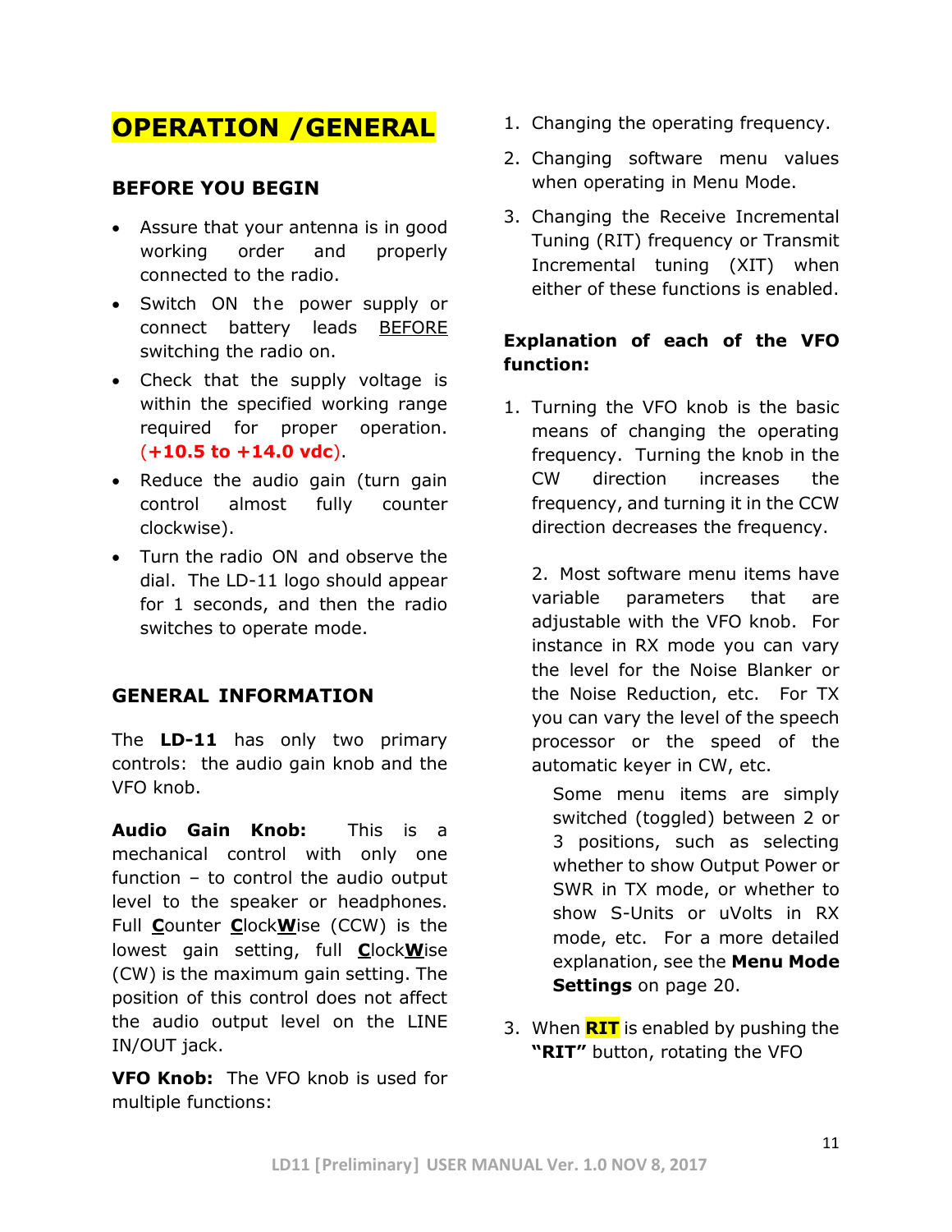# OPERATION /GENERAL

## BEFORE YOU BEGIN

- Assure that your antenna is in good working order and properly connected to the radio.
- Switch ON the power supply or connect battery leads BEFORE switching the radio on.
- Check that the supply voltage is within the specified working range required for proper operation. (**+10.5 to +14.0 vdc**).
- Reduce the audio gain (turn gain control almost fully counter clockwise).
- Turn the radio ON and observe the dial. The LD-11 logo should appear for 1 seconds, and then the radio switches to operate mode.

## GENERAL INFORMATION

The **LD-11** has only two primary controls: the audio gain knob and the VFO knob.

**Audio Gain Knob:** This is a mechanical control with only one function – to control the audio output level to the speaker or headphones. Full **C**ounter **C**lock**W**ise (CCW) is the lowest gain setting, full **C**lock**W**ise (CW) is the maximum gain setting. The position of this control does not affect the audio output level on the LINE IN/OUT jack.

**VFO Knob:** The VFO knob is used for multiple functions:

1. Changing the operating frequency.
2. Changing software menu values when operating in Menu Mode.
3. Changing the Receive Incremental Tuning (RIT) frequency or Transmit Incremental tuning (XIT) when either of these functions is enabled.

**Explanation of each of the VFO function:**

1. Turning the VFO knob is the basic means of changing the operating frequency. Turning the knob in the CW direction increases the frequency, and turning it in the CCW direction decreases the frequency.

2. Most software menu items have variable parameters that are adjustable with the VFO knob. For instance in RX mode you can vary the level for the Noise Blanker or the Noise Reduction, etc. For TX you can vary the level of the speech processor or the speed of the automatic keyer in CW, etc.

   Some menu items are simply switched (toggled) between 2 or 3 positions, such as selecting whether to show Output Power or SWR in TX mode, or whether to show S-Units or uVolts in RX mode, etc. For a more detailed explanation, see the **Menu Mode Settings** on page 20.

3. When **RIT** is enabled by pushing the **"RIT"** button, rotating the VFO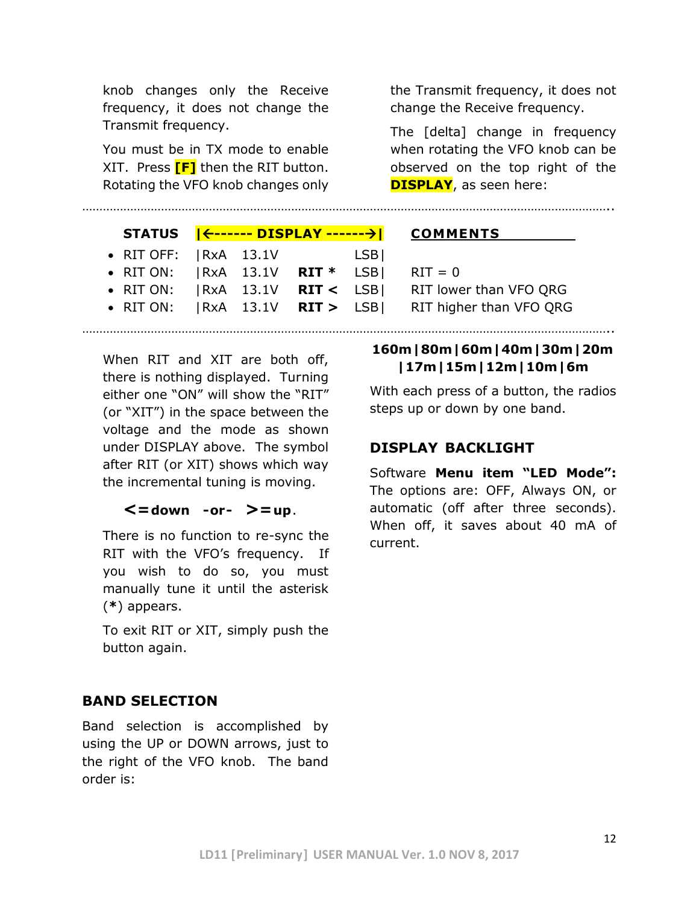knob changes only the Receive frequency, it does not change the Transmit frequency.

You must be in TX mode to enable XIT. Press **[F]** then the RIT button. Rotating the VFO knob changes only the Transmit frequency, it does not change the Receive frequency.

The [delta] change in frequency when rotating the VFO knob can be observed on the top right of the **DISPLAY**, as seen here:

| STATUS | \|←------ DISPLAY ------→\| | | | | COMMENTS |
|---|---|---|---|---|---|
| • RIT OFF: | \|RxA | 13.1V | | LSB\| | |
| • RIT ON: | \|RxA | 13.1V | **RIT *** | LSB\| | RIT = 0 |
| • RIT ON: | \|RxA | 13.1V | **RIT <** | LSB\| | RIT lower than VFO QRG |
| • RIT ON: | \|RxA | 13.1V | **RIT >** | LSB\| | RIT higher than VFO QRG |

When RIT and XIT are both off, there is nothing displayed. Turning either one "ON" will show the "RIT" (or "XIT") in the space between the voltage and the mode as shown under DISPLAY above. The symbol after RIT (or XIT) shows which way the incremental tuning is moving.

**<=down -or- >=up**.

There is no function to re-sync the RIT with the VFO's frequency. If you wish to do so, you must manually tune it until the asterisk (**\***) appears.

To exit RIT or XIT, simply push the button again.

## BAND SELECTION

Band selection is accomplished by using the UP or DOWN arrows, just to the right of the VFO knob. The band order is:

**160m|80m|60m|40m|30m|20m|17m|15m|12m|10m|6m**

With each press of a button, the radios steps up or down by one band.

## DISPLAY BACKLIGHT

Software **Menu item "LED Mode":** The options are: OFF, Always ON, or automatic (off after three seconds). When off, it saves about 40 mA of current.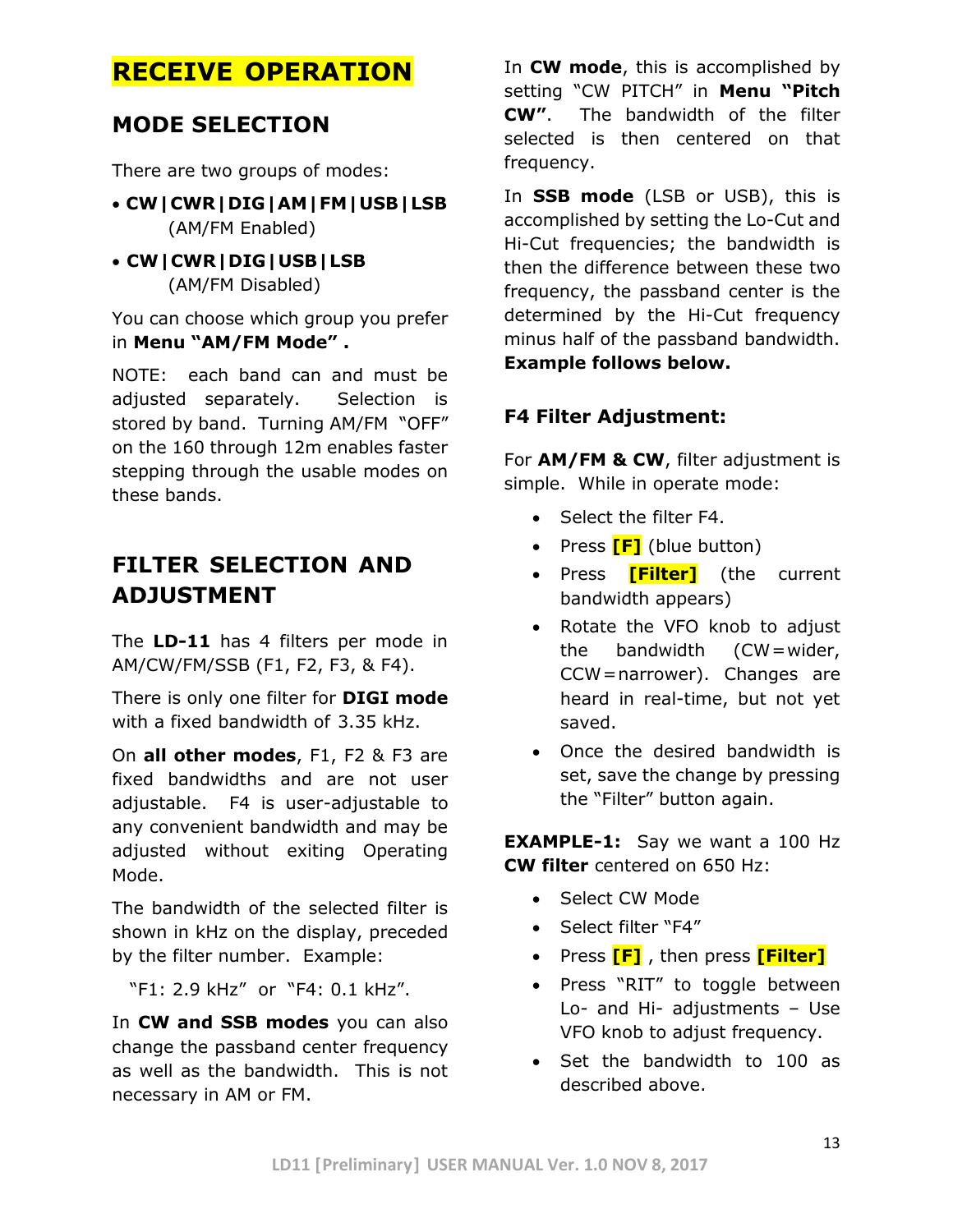# RECEIVE OPERATION

## MODE SELECTION

There are two groups of modes:

- **CW|CWR|DIG|AM|FM|USB|LSB** (AM/FM Enabled)
- **CW|CWR|DIG|USB|LSB** (AM/FM Disabled)

You can choose which group you prefer in **Menu "AM/FM Mode" .**

NOTE: each band can and must be adjusted separately. Selection is stored by band. Turning AM/FM "OFF" on the 160 through 12m enables faster stepping through the usable modes on these bands.

## FILTER SELECTION AND ADJUSTMENT

The **LD-11** has 4 filters per mode in AM/CW/FM/SSB (F1, F2, F3, & F4).

There is only one filter for **DIGI mode** with a fixed bandwidth of 3.35 kHz.

On **all other modes**, F1, F2 & F3 are fixed bandwidths and are not user adjustable. F4 is user-adjustable to any convenient bandwidth and may be adjusted without exiting Operating Mode.

The bandwidth of the selected filter is shown in kHz on the display, preceded by the filter number. Example:

"F1: 2.9 kHz" or "F4: 0.1 kHz".

In **CW and SSB modes** you can also change the passband center frequency as well as the bandwidth. This is not necessary in AM or FM.

In **CW mode**, this is accomplished by setting "CW PITCH" in **Menu "Pitch CW"**. The bandwidth of the filter selected is then centered on that frequency.

In **SSB mode** (LSB or USB), this is accomplished by setting the Lo-Cut and Hi-Cut frequencies; the bandwidth is then the difference between these two frequency, the passband center is the determined by the Hi-Cut frequency minus half of the passband bandwidth. **Example follows below.**

### F4 Filter Adjustment:

For **AM/FM & CW**, filter adjustment is simple. While in operate mode:

- Select the filter F4.
- Press **[F]** (blue button)
- Press **[Filter]** (the current bandwidth appears)
- Rotate the VFO knob to adjust the bandwidth (CW=wider, CCW=narrower). Changes are heard in real-time, but not yet saved.
- Once the desired bandwidth is set, save the change by pressing the "Filter" button again.

**EXAMPLE-1:** Say we want a 100 Hz **CW filter** centered on 650 Hz:

- Select CW Mode
- Select filter "F4"
- Press **[F]** , then press **[Filter]**
- Press "RIT" to toggle between Lo- and Hi- adjustments – Use VFO knob to adjust frequency.
- Set the bandwidth to 100 as described above.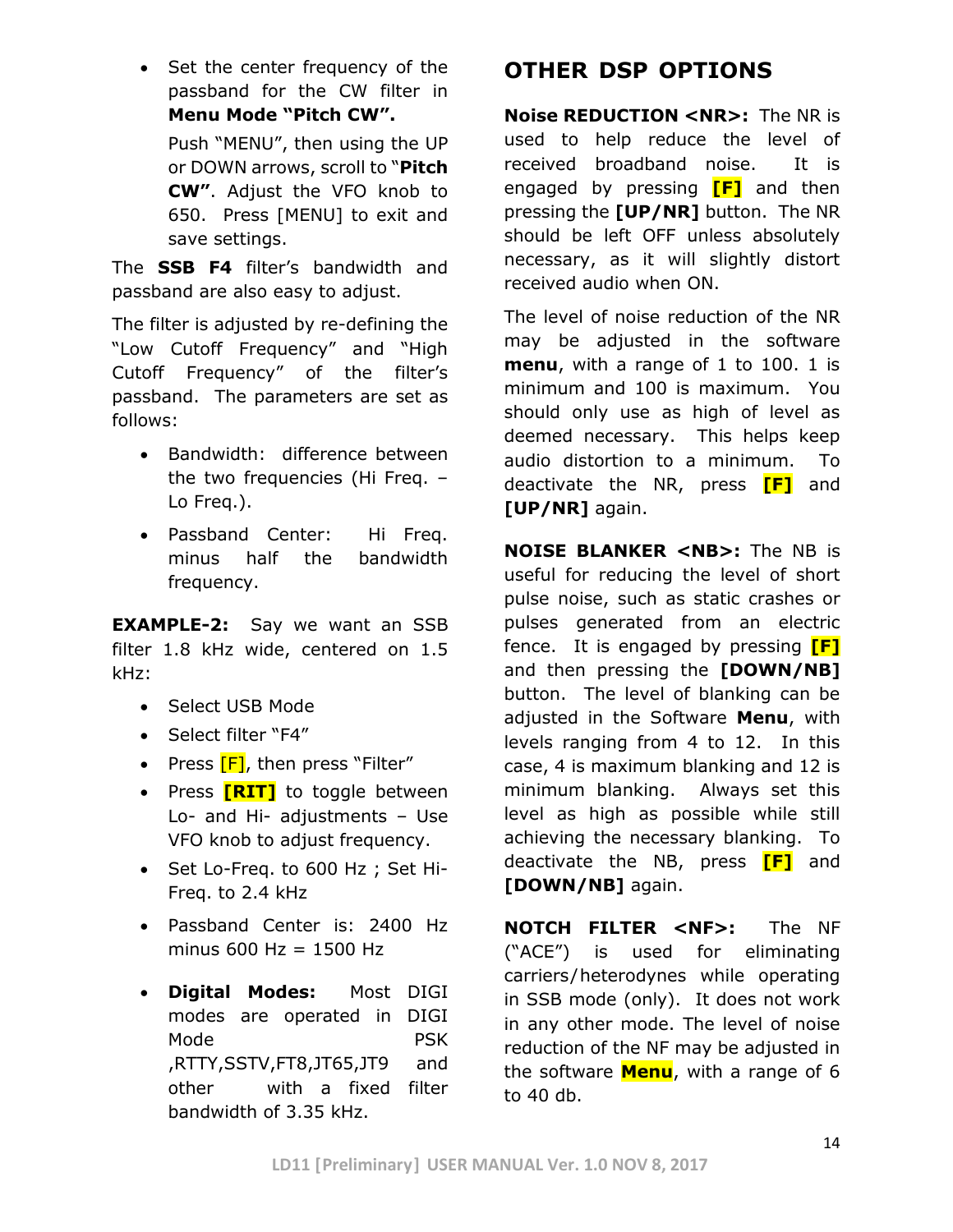- Set the center frequency of the passband for the CW filter in **Menu Mode "Pitch CW".**

  Push "MENU", then using the UP or DOWN arrows, scroll to "**Pitch CW"**. Adjust the VFO knob to 650. Press [MENU] to exit and save settings.

The **SSB F4** filter's bandwidth and passband are also easy to adjust.

The filter is adjusted by re-defining the "Low Cutoff Frequency" and "High Cutoff Frequency" of the filter's passband. The parameters are set as follows:

- Bandwidth: difference between the two frequencies (Hi Freq. – Lo Freq.).
- Passband Center: Hi Freq. minus half the bandwidth frequency.

**EXAMPLE-2:** Say we want an SSB filter 1.8 kHz wide, centered on 1.5 kHz:

- Select USB Mode
- Select filter "F4"
- Press [F], then press "Filter"
- Press **[RIT]** to toggle between Lo- and Hi- adjustments – Use VFO knob to adjust frequency.
- Set Lo-Freq. to 600 Hz ; Set Hi-Freq. to 2.4 kHz
- Passband Center is: 2400 Hz minus 600 Hz = 1500 Hz
- **Digital Modes:** Most DIGI modes are operated in DIGI Mode PSK ,RTTY,SSTV,FT8,JT65,JT9 and other with a fixed filter bandwidth of 3.35 kHz.

# OTHER DSP OPTIONS

**Noise REDUCTION <NR>:** The NR is used to help reduce the level of received broadband noise. It is engaged by pressing **[F]** and then pressing the **[UP/NR]** button. The NR should be left OFF unless absolutely necessary, as it will slightly distort received audio when ON.

The level of noise reduction of the NR may be adjusted in the software **menu**, with a range of 1 to 100. 1 is minimum and 100 is maximum. You should only use as high of level as deemed necessary. This helps keep audio distortion to a minimum. To deactivate the NR, press **[F]** and **[UP/NR]** again.

**NOISE BLANKER <NB>:** The NB is useful for reducing the level of short pulse noise, such as static crashes or pulses generated from an electric fence. It is engaged by pressing **[F]** and then pressing the **[DOWN/NB]** button. The level of blanking can be adjusted in the Software **Menu**, with levels ranging from 4 to 12. In this case, 4 is maximum blanking and 12 is minimum blanking. Always set this level as high as possible while still achieving the necessary blanking. To deactivate the NB, press **[F]** and **[DOWN/NB]** again.

**NOTCH FILTER <NF>:** The NF ("ACE") is used for eliminating carriers/heterodynes while operating in SSB mode (only). It does not work in any other mode. The level of noise reduction of the NF may be adjusted in the software **Menu**, with a range of 6 to 40 db.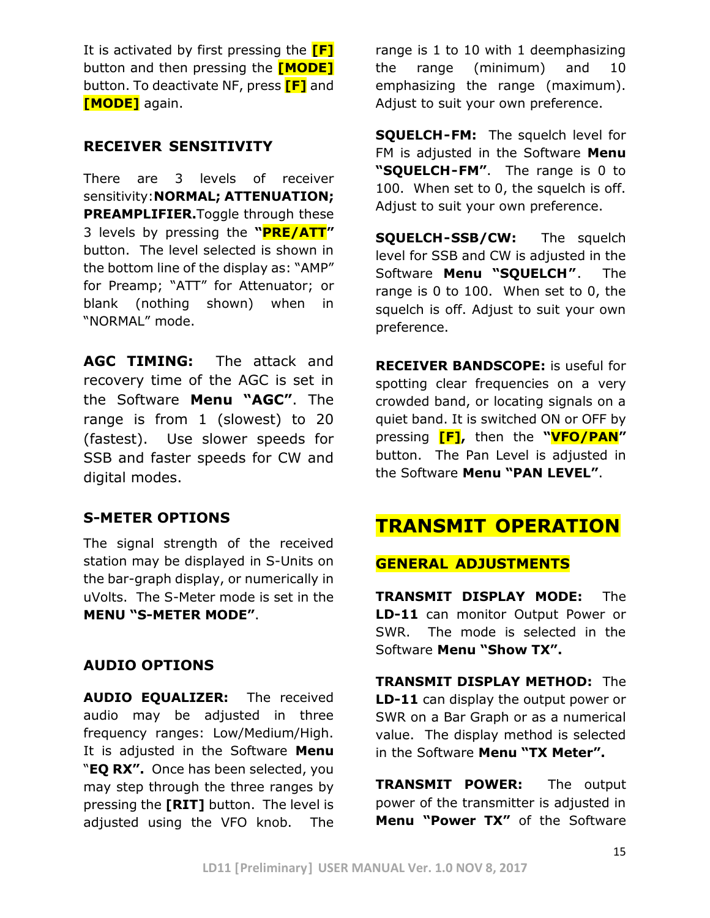It is activated by first pressing the **[F]** button and then pressing the **[MODE]** button. To deactivate NF, press **[F]** and **[MODE]** again.

### RECEIVER SENSITIVITY

There are 3 levels of receiver sensitivity:**NORMAL; ATTENUATION; PREAMPLIFIER.**Toggle through these 3 levels by pressing the **"PRE/ATT"** button. The level selected is shown in the bottom line of the display as: "AMP" for Preamp; "ATT" for Attenuator; or blank (nothing shown) when in "NORMAL" mode.

**AGC TIMING:** The attack and recovery time of the AGC is set in the Software **Menu "AGC"**. The range is from 1 (slowest) to 20 (fastest). Use slower speeds for SSB and faster speeds for CW and digital modes.

### S-METER OPTIONS

The signal strength of the received station may be displayed in S-Units on the bar-graph display, or numerically in uVolts. The S-Meter mode is set in the **MENU "S-METER MODE"**.

### AUDIO OPTIONS

**AUDIO EQUALIZER:** The received audio may be adjusted in three frequency ranges: Low/Medium/High. It is adjusted in the Software **Menu** "**EQ RX".** Once has been selected, you may step through the three ranges by pressing the **[RIT]** button. The level is adjusted using the VFO knob. The range is 1 to 10 with 1 deemphasizing the range (minimum) and 10 emphasizing the range (maximum). Adjust to suit your own preference.

**SQUELCH-FM:** The squelch level for FM is adjusted in the Software **Menu "SQUELCH-FM"**. The range is 0 to 100. When set to 0, the squelch is off. Adjust to suit your own preference.

**SQUELCH-SSB/CW:** The squelch level for SSB and CW is adjusted in the Software **Menu "SQUELCH"**. The range is 0 to 100. When set to 0, the squelch is off. Adjust to suit your own preference.

**RECEIVER BANDSCOPE:** is useful for spotting clear frequencies on a very crowded band, or locating signals on a quiet band. It is switched ON or OFF by pressing **[F],** then the **"VFO/PAN"** button. The Pan Level is adjusted in the Software **Menu "PAN LEVEL"**.

# TRANSMIT OPERATION

## GENERAL ADJUSTMENTS

**TRANSMIT DISPLAY MODE:** The **LD-11** can monitor Output Power or SWR. The mode is selected in the Software **Menu "Show TX".**

**TRANSMIT DISPLAY METHOD:** The **LD-11** can display the output power or SWR on a Bar Graph or as a numerical value. The display method is selected in the Software **Menu "TX Meter".**

**TRANSMIT POWER:** The output power of the transmitter is adjusted in **Menu "Power TX"** of the Software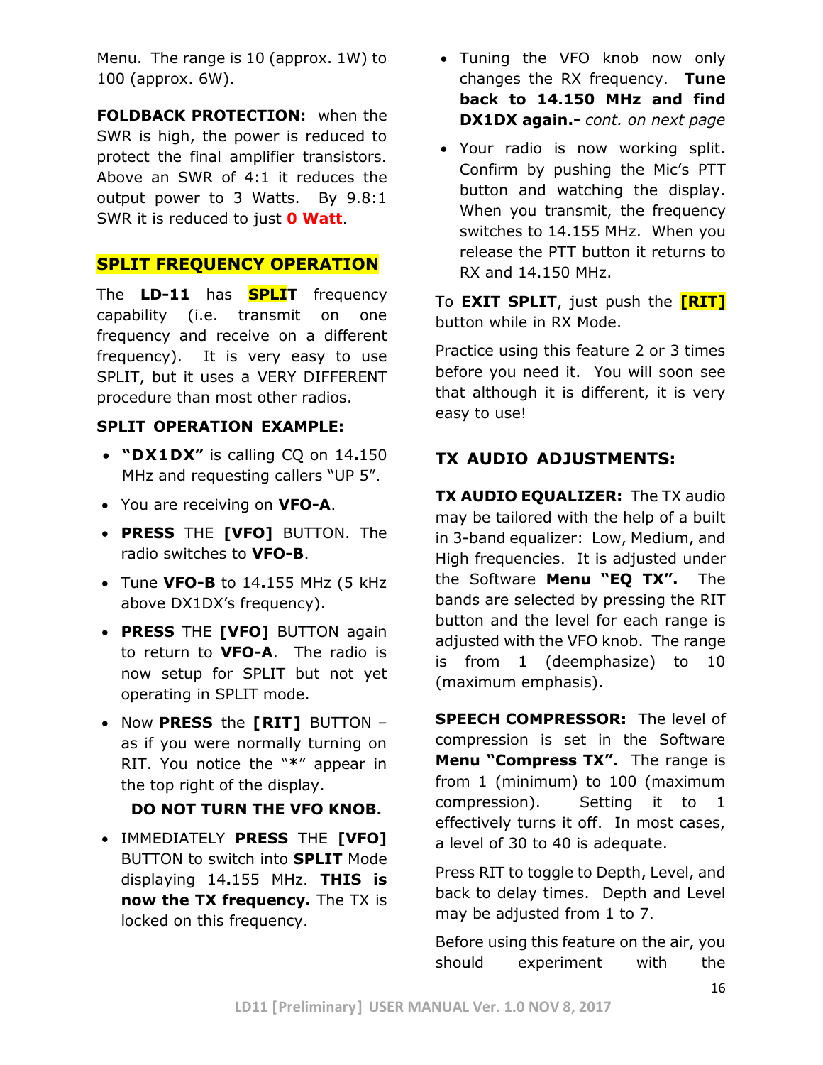Menu. The range is 10 (approx. 1W) to 100 (approx. 6W).

**FOLDBACK PROTECTION:** when the SWR is high, the power is reduced to protect the final amplifier transistors. Above an SWR of 4:1 it reduces the output power to 3 Watts. By 9.8:1 SWR it is reduced to just **0 Watt**.

## SPLIT FREQUENCY OPERATION

The **LD-11** has **SPLIT** frequency capability (i.e. transmit on one frequency and receive on a different frequency). It is very easy to use SPLIT, but it uses a VERY DIFFERENT procedure than most other radios.

**SPLIT OPERATION EXAMPLE:**

- **"DX1DX"** is calling CQ on 14**.**150 MHz and requesting callers "UP 5".
- You are receiving on **VFO-A**.
- **PRESS** THE **[VFO]** BUTTON. The radio switches to **VFO-B**.
- Tune **VFO-B** to 14**.**155 MHz (5 kHz above DX1DX's frequency).
- **PRESS** THE **[VFO]** BUTTON again to return to **VFO-A**. The radio is now setup for SPLIT but not yet operating in SPLIT mode.
- Now **PRESS** the **[RIT]** BUTTON – as if you were normally turning on RIT. You notice the "**\***" appear in the top right of the display.

  **DO NOT TURN THE VFO KNOB.**
- IMMEDIATELY **PRESS** THE **[VFO]** BUTTON to switch into **SPLIT** Mode displaying 14**.**155 MHz. **THIS is now the TX frequency.** The TX is locked on this frequency.
- Tuning the VFO knob now only changes the RX frequency. **Tune back to 14.150 MHz and find DX1DX again.-** *cont. on next page*
- Your radio is now working split. Confirm by pushing the Mic's PTT button and watching the display. When you transmit, the frequency switches to 14.155 MHz. When you release the PTT button it returns to RX and 14.150 MHz.

To **EXIT SPLIT**, just push the **[RIT]** button while in RX Mode.

Practice using this feature 2 or 3 times before you need it. You will soon see that although it is different, it is very easy to use!

## TX AUDIO ADJUSTMENTS:

**TX AUDIO EQUALIZER:** The TX audio may be tailored with the help of a built in 3-band equalizer: Low, Medium, and High frequencies. It is adjusted under the Software **Menu "EQ TX".** The bands are selected by pressing the RIT button and the level for each range is adjusted with the VFO knob. The range is from 1 (deemphasize) to 10 (maximum emphasis).

**SPEECH COMPRESSOR:** The level of compression is set in the Software **Menu "Compress TX".** The range is from 1 (minimum) to 100 (maximum compression). Setting it to 1 effectively turns it off. In most cases, a level of 30 to 40 is adequate.

Press RIT to toggle to Depth, Level, and back to delay times. Depth and Level may be adjusted from 1 to 7.

Before using this feature on the air, you should experiment with the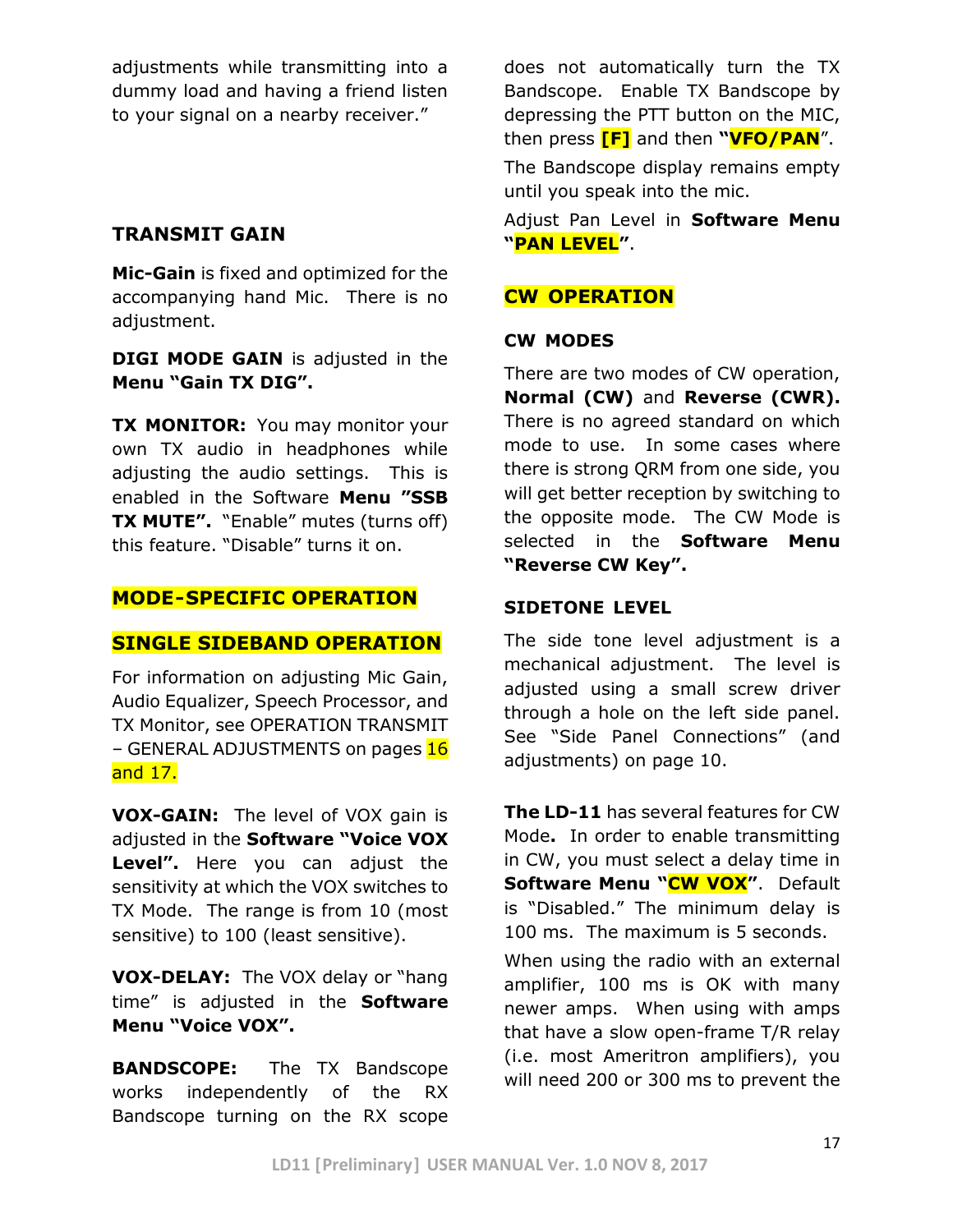adjustments while transmitting into a dummy load and having a friend listen to your signal on a nearby receiver."

## TRANSMIT GAIN

**Mic-Gain** is fixed and optimized for the accompanying hand Mic. There is no adjustment.

**DIGI MODE GAIN** is adjusted in the **Menu "Gain TX DIG".**

**TX MONITOR:** You may monitor your own TX audio in headphones while adjusting the audio settings. This is enabled in the Software **Menu "SSB TX MUTE".** "Enable" mutes (turns off) this feature. "Disable" turns it on.

## MODE-SPECIFIC OPERATION

## SINGLE SIDEBAND OPERATION

For information on adjusting Mic Gain, Audio Equalizer, Speech Processor, and TX Monitor, see OPERATION TRANSMIT – GENERAL ADJUSTMENTS on pages 16 and 17.

**VOX-GAIN:** The level of VOX gain is adjusted in the **Software "Voice VOX Level".** Here you can adjust the sensitivity at which the VOX switches to TX Mode. The range is from 10 (most sensitive) to 100 (least sensitive).

**VOX-DELAY:** The VOX delay or "hang time" is adjusted in the **Software Menu "Voice VOX".**

**BANDSCOPE:** The TX Bandscope works independently of the RX Bandscope turning on the RX scope does not automatically turn the TX Bandscope. Enable TX Bandscope by depressing the PTT button on the MIC, then press **[F]** and then **"VFO/PAN"**.

The Bandscope display remains empty until you speak into the mic.

Adjust Pan Level in **Software Menu "PAN LEVEL"**.

## CW OPERATION

### CW MODES

There are two modes of CW operation, **Normal (CW)** and **Reverse (CWR).** There is no agreed standard on which mode to use. In some cases where there is strong QRM from one side, you will get better reception by switching to the opposite mode. The CW Mode is selected in the **Software Menu "Reverse CW Key".**

### SIDETONE LEVEL

The side tone level adjustment is a mechanical adjustment. The level is adjusted using a small screw driver through a hole on the left side panel. See "Side Panel Connections" (and adjustments) on page 10.

**The LD-11** has several features for CW Mode**.** In order to enable transmitting in CW, you must select a delay time in **Software Menu "CW VOX"**. Default is "Disabled." The minimum delay is 100 ms. The maximum is 5 seconds.

When using the radio with an external amplifier, 100 ms is OK with many newer amps. When using with amps that have a slow open-frame T/R relay (i.e. most Ameritron amplifiers), you will need 200 or 300 ms to prevent the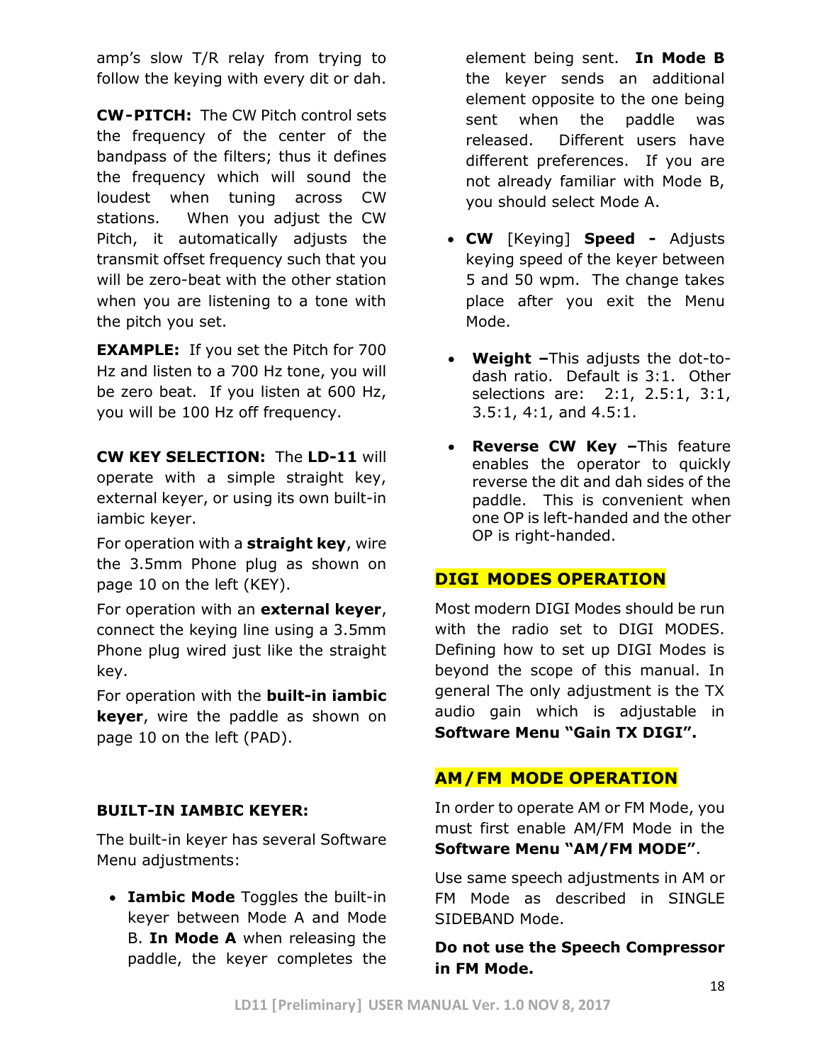amp's slow T/R relay from trying to follow the keying with every dit or dah.

**CW-PITCH:** The CW Pitch control sets the frequency of the center of the bandpass of the filters; thus it defines the frequency which will sound the loudest when tuning across CW stations. When you adjust the CW Pitch, it automatically adjusts the transmit offset frequency such that you will be zero-beat with the other station when you are listening to a tone with the pitch you set.

**EXAMPLE:** If you set the Pitch for 700 Hz and listen to a 700 Hz tone, you will be zero beat. If you listen at 600 Hz, you will be 100 Hz off frequency.

**CW KEY SELECTION:** The **LD-11** will operate with a simple straight key, external keyer, or using its own built-in iambic keyer.

For operation with a **straight key**, wire the 3.5mm Phone plug as shown on page 10 on the left (KEY).

For operation with an **external keyer**, connect the keying line using a 3.5mm Phone plug wired just like the straight key.

For operation with the **built-in iambic keyer**, wire the paddle as shown on page 10 on the left (PAD).

**BUILT-IN IAMBIC KEYER:**

The built-in keyer has several Software Menu adjustments:

- **Iambic Mode** Toggles the built-in keyer between Mode A and Mode B. **In Mode A** when releasing the paddle, the keyer completes the element being sent. **In Mode B** the keyer sends an additional element opposite to the one being sent when the paddle was released. Different users have different preferences. If you are not already familiar with Mode B, you should select Mode A.
- **CW** [Keying] **Speed -** Adjusts keying speed of the keyer between 5 and 50 wpm. The change takes place after you exit the Menu Mode.
- **Weight –**This adjusts the dot-to-dash ratio. Default is 3:1. Other selections are: 2:1, 2.5:1, 3:1, 3.5:1, 4:1, and 4.5:1.
- **Reverse CW Key –**This feature enables the operator to quickly reverse the dit and dah sides of the paddle. This is convenient when one OP is left-handed and the other OP is right-handed.

## DIGI MODES OPERATION

Most modern DIGI Modes should be run with the radio set to DIGI MODES. Defining how to set up DIGI Modes is beyond the scope of this manual. In general The only adjustment is the TX audio gain which is adjustable in **Software Menu "Gain TX DIGI".**

## AM/FM MODE OPERATION

In order to operate AM or FM Mode, you must first enable AM/FM Mode in the **Software Menu "AM/FM MODE"**.

Use same speech adjustments in AM or FM Mode as described in SINGLE SIDEBAND Mode.

**Do not use the Speech Compressor in FM Mode.**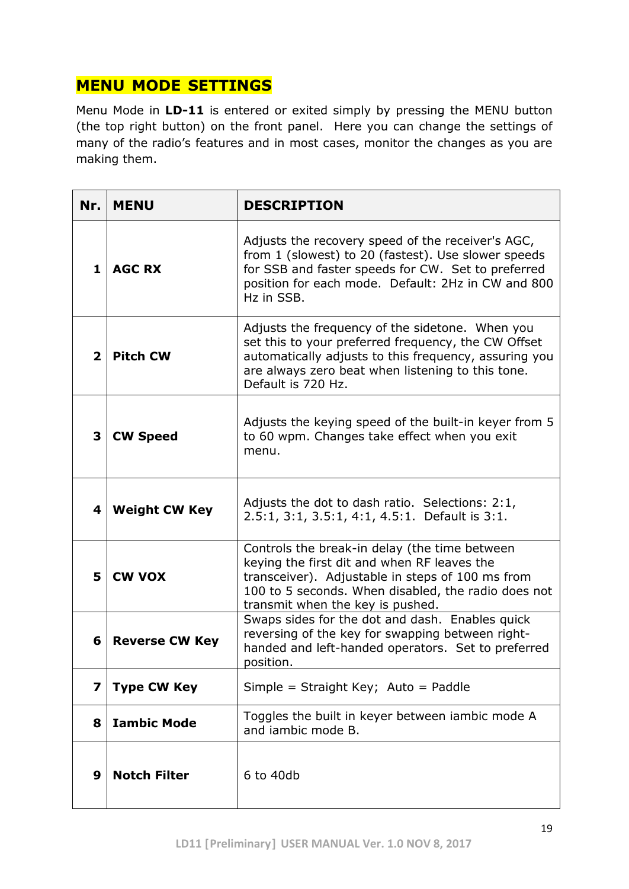## MENU MODE SETTINGS

Menu Mode in **LD-11** is entered or exited simply by pressing the MENU button (the top right button) on the front panel. Here you can change the settings of many of the radio's features and in most cases, monitor the changes as you are making them.

| Nr. | MENU | DESCRIPTION |
|---|---|---|
| 1 | **AGC RX** | Adjusts the recovery speed of the receiver's AGC, from 1 (slowest) to 20 (fastest). Use slower speeds for SSB and faster speeds for CW. Set to preferred position for each mode. Default: 2Hz in CW and 800 Hz in SSB. |
| 2 | **Pitch CW** | Adjusts the frequency of the sidetone. When you set this to your preferred frequency, the CW Offset automatically adjusts to this frequency, assuring you are always zero beat when listening to this tone. Default is 720 Hz. |
| 3 | **CW Speed** | Adjusts the keying speed of the built-in keyer from 5 to 60 wpm. Changes take effect when you exit menu. |
| 4 | **Weight CW Key** | Adjusts the dot to dash ratio. Selections: 2:1, 2.5:1, 3:1, 3.5:1, 4:1, 4.5:1. Default is 3:1. |
| 5 | **CW VOX** | Controls the break-in delay (the time between keying the first dit and when RF leaves the transceiver). Adjustable in steps of 100 ms from 100 to 5 seconds. When disabled, the radio does not transmit when the key is pushed. |
| 6 | **Reverse CW Key** | Swaps sides for the dot and dash. Enables quick reversing of the key for swapping between right-handed and left-handed operators. Set to preferred position. |
| 7 | **Type CW Key** | Simple = Straight Key; Auto = Paddle |
| 8 | **Iambic Mode** | Toggles the built in keyer between iambic mode A and iambic mode B. |
| 9 | **Notch Filter** | 6 to 40db |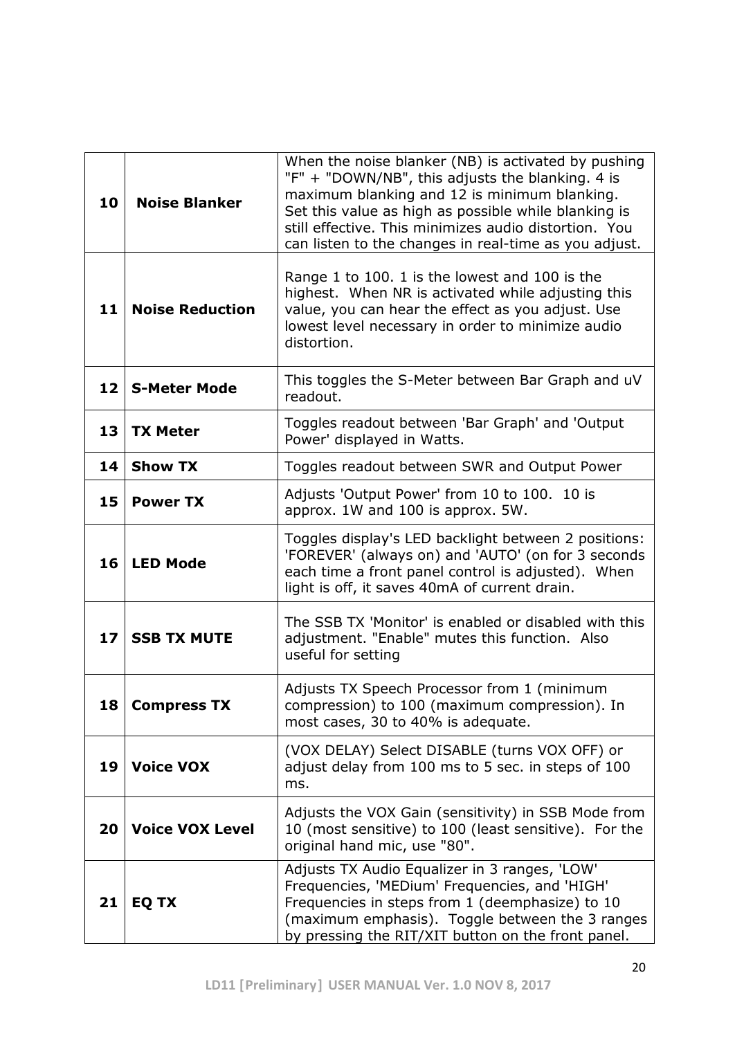| 10 | **Noise Blanker** | When the noise blanker (NB) is activated by pushing "F" + "DOWN/NB", this adjusts the blanking. 4 is maximum blanking and 12 is minimum blanking. Set this value as high as possible while blanking is still effective. This minimizes audio distortion. You can listen to the changes in real-time as you adjust. |
|---|---|---|
| 11 | **Noise Reduction** | Range 1 to 100. 1 is the lowest and 100 is the highest. When NR is activated while adjusting this value, you can hear the effect as you adjust. Use lowest level necessary in order to minimize audio distortion. |
| 12 | **S-Meter Mode** | This toggles the S-Meter between Bar Graph and uV readout. |
| 13 | **TX Meter** | Toggles readout between 'Bar Graph' and 'Output Power' displayed in Watts. |
| 14 | **Show TX** | Toggles readout between SWR and Output Power |
| 15 | **Power TX** | Adjusts 'Output Power' from 10 to 100. 10 is approx. 1W and 100 is approx. 5W. |
| 16 | **LED Mode** | Toggles display's LED backlight between 2 positions: 'FOREVER' (always on) and 'AUTO' (on for 3 seconds each time a front panel control is adjusted). When light is off, it saves 40mA of current drain. |
| 17 | **SSB TX MUTE** | The SSB TX 'Monitor' is enabled or disabled with this adjustment. "Enable" mutes this function. Also useful for setting |
| 18 | **Compress TX** | Adjusts TX Speech Processor from 1 (minimum compression) to 100 (maximum compression). In most cases, 30 to 40% is adequate. |
| 19 | **Voice VOX** | (VOX DELAY) Select DISABLE (turns VOX OFF) or adjust delay from 100 ms to 5 sec. in steps of 100 ms. |
| 20 | **Voice VOX Level** | Adjusts the VOX Gain (sensitivity) in SSB Mode from 10 (most sensitive) to 100 (least sensitive). For the original hand mic, use "80". |
| 21 | **EQ TX** | Adjusts TX Audio Equalizer in 3 ranges, 'LOW' Frequencies, 'MEDium' Frequencies, and 'HIGH' Frequencies in steps from 1 (deemphasize) to 10 (maximum emphasis). Toggle between the 3 ranges by pressing the RIT/XIT button on the front panel. |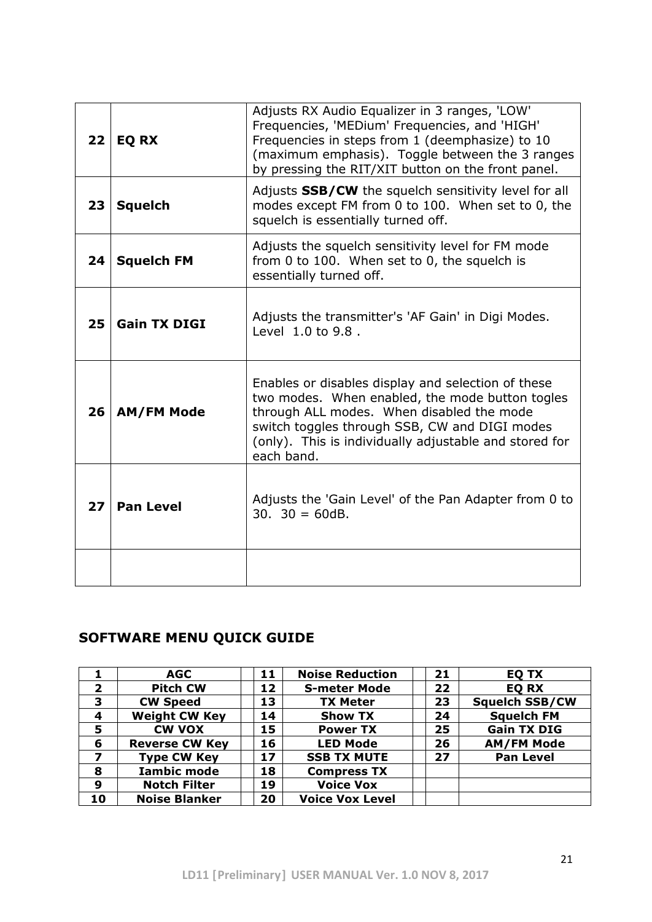| | | |
|---|---|---|
| **22** | **EQ RX** | Adjusts RX Audio Equalizer in 3 ranges, 'LOW' Frequencies, 'MEDium' Frequencies, and 'HIGH' Frequencies in steps from 1 (deemphasize) to 10 (maximum emphasis). Toggle between the 3 ranges by pressing the RIT/XIT button on the front panel. |
| **23** | **Squelch** | Adjusts **SSB/CW** the squelch sensitivity level for all modes except FM from 0 to 100. When set to 0, the squelch is essentially turned off. |
| **24** | **Squelch FM** | Adjusts the squelch sensitivity level for FM mode from 0 to 100. When set to 0, the squelch is essentially turned off. |
| **25** | **Gain TX DIGI** | Adjusts the transmitter's 'AF Gain' in Digi Modes. Level 1.0 to 9.8 . |
| **26** | **AM/FM Mode** | Enables or disables display and selection of these two modes. When enabled, the mode button togles through ALL modes. When disabled the mode switch toggles through SSB, CW and DIGI modes (only). This is individually adjustable and stored for each band. |
| **27** | **Pan Level** | Adjusts the 'Gain Level' of the Pan Adapter from 0 to 30. 30 = 60dB. |
| | | |

## SOFTWARE MENU QUICK GUIDE

| | | | | | | | |
|---|---|---|---|---|---|---|---|
| **1** | **AGC** | | **11** | **Noise Reduction** | | **21** | **EQ TX** |
| **2** | **Pitch CW** | | **12** | **S-meter Mode** | | **22** | **EQ RX** |
| **3** | **CW Speed** | | **13** | **TX Meter** | | **23** | **Squelch SSB/CW** |
| **4** | **Weight CW Key** | | **14** | **Show TX** | | **24** | **Squelch FM** |
| **5** | **CW VOX** | | **15** | **Power TX** | | **25** | **Gain TX DIG** |
| **6** | **Reverse CW Key** | | **16** | **LED Mode** | | **26** | **AM/FM Mode** |
| **7** | **Type CW Key** | | **17** | **SSB TX MUTE** | | **27** | **Pan Level** |
| **8** | **Iambic mode** | | **18** | **Compress TX** | | | |
| **9** | **Notch Filter** | | **19** | **Voice Vox** | | | |
| **10** | **Noise Blanker** | | **20** | **Voice Vox Level** | | | |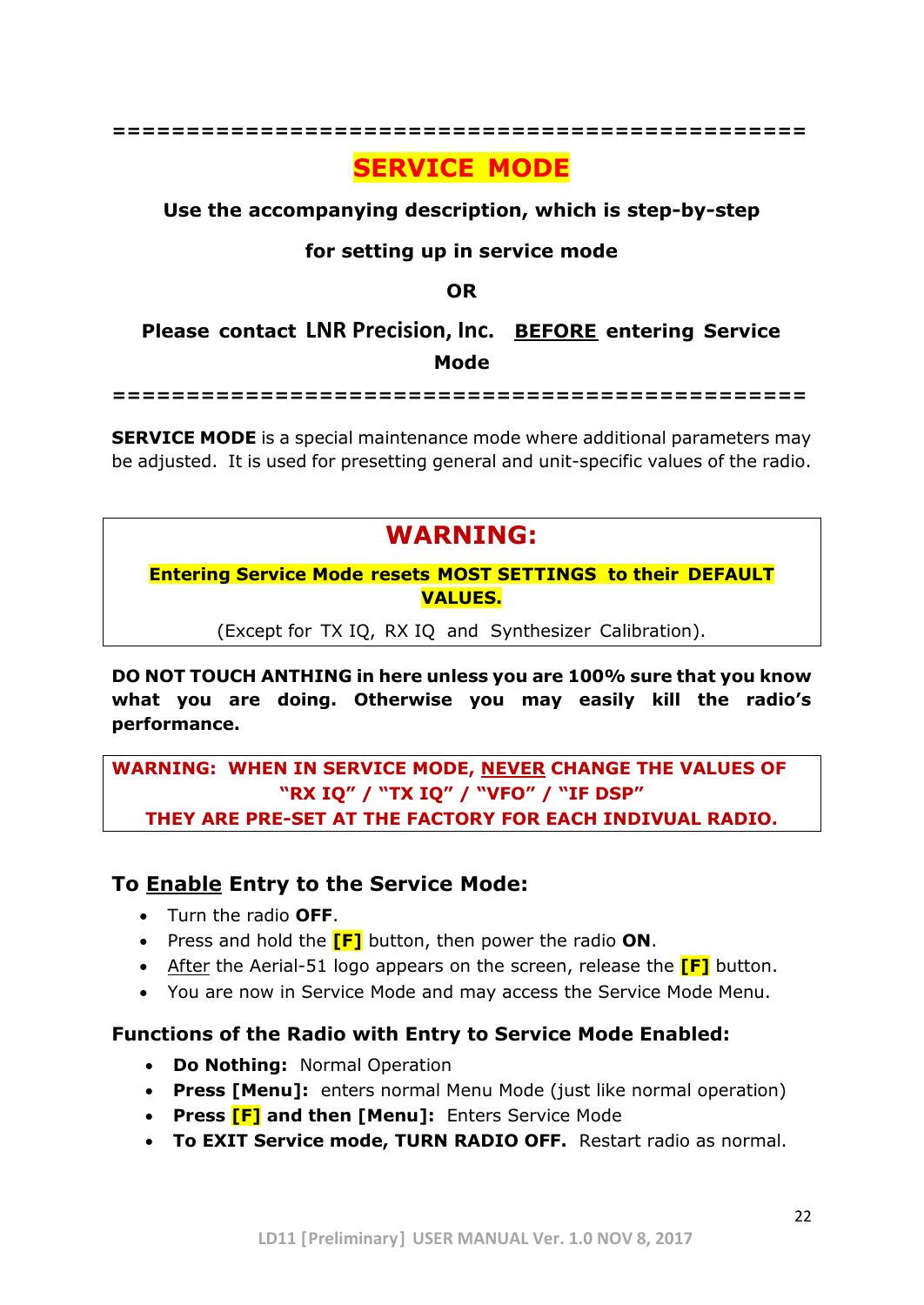==================================================

# SERVICE MODE

**Use the accompanying description, which is step-by-step**

**for setting up in service mode**

**OR**

**Please contact LNR Precision, Inc. BEFORE entering Service Mode**

==================================================

**SERVICE MODE** is a special maintenance mode where additional parameters may be adjusted. It is used for presetting general and unit-specific values of the radio.

## WARNING:

**Entering Service Mode resets MOST SETTINGS to their DEFAULT VALUES.**

(Except for TX IQ, RX IQ and Synthesizer Calibration).

**DO NOT TOUCH ANTHING in here unless you are 100% sure that you know what you are doing. Otherwise you may easily kill the radio's performance.**

**WARNING: WHEN IN SERVICE MODE, NEVER CHANGE THE VALUES OF "RX IQ" / "TX IQ" / "VFO" / "IF DSP"**
**THEY ARE PRE-SET AT THE FACTORY FOR EACH INDIVUAL RADIO.**

## To Enable Entry to the Service Mode:

- Turn the radio **OFF**.
- Press and hold the **[F]** button, then power the radio **ON**.
- After the Aerial-51 logo appears on the screen, release the **[F]** button.
- You are now in Service Mode and may access the Service Mode Menu.

### Functions of the Radio with Entry to Service Mode Enabled:

- **Do Nothing:** Normal Operation
- **Press [Menu]:** enters normal Menu Mode (just like normal operation)
- **Press [F] and then [Menu]:** Enters Service Mode
- **To EXIT Service mode, TURN RADIO OFF.** Restart radio as normal.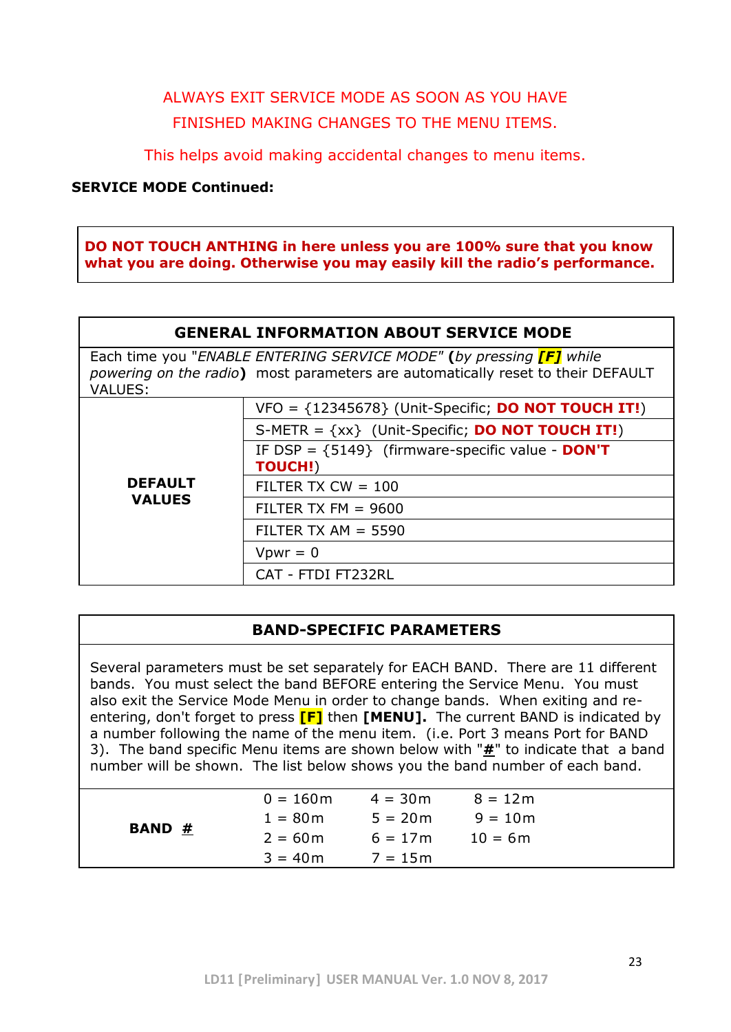ALWAYS EXIT SERVICE MODE AS SOON AS YOU HAVE FINISHED MAKING CHANGES TO THE MENU ITEMS.

This helps avoid making accidental changes to menu items.

**SERVICE MODE Continued:**

**DO NOT TOUCH ANTHING in here unless you are 100% sure that you know what you are doing. Otherwise you may easily kill the radio's performance.**

| GENERAL INFORMATION ABOUT SERVICE MODE | |
|---|---|
| Each time you "*ENABLE ENTERING SERVICE MODE*" **(***by pressing* ***[F]*** *while powering on the radio***)** most parameters are automatically reset to their DEFAULT VALUES: | |
| **DEFAULT VALUES** | VFO = {12345678} (Unit-Specific; **DO NOT TOUCH IT!**) |
| | S-METR = {xx} (Unit-Specific; **DO NOT TOUCH IT!**) |
| | IF DSP = {5149} (firmware-specific value - **DON'T TOUCH!**) |
| | FILTER TX CW = 100 |
| | FILTER TX FM = 9600 |
| | FILTER TX AM = 5590 |
| | Vpwr = 0 |
| | CAT - FTDI FT232RL |

| BAND-SPECIFIC PARAMETERS | | | |
|---|---|---|---|
| Several parameters must be set separately for EACH BAND. There are 11 different bands. You must select the band BEFORE entering the Service Menu. You must also exit the Service Mode Menu in order to change bands. When exiting and re-entering, don't forget to press **[F]** then **[MENU].** The current BAND is indicated by a number following the name of the menu item. (i.e. Port 3 means Port for BAND 3). The band specific Menu items are shown below with "**#**" to indicate that a band number will be shown. The list below shows you the band number of each band. | | | |
| **BAND #** | 0 = 160m | 4 = 30m | 8 = 12m |
| | 1 = 80m | 5 = 20m | 9 = 10m |
| | 2 = 60m | 6 = 17m | 10 = 6m |
| | 3 = 40m | 7 = 15m | |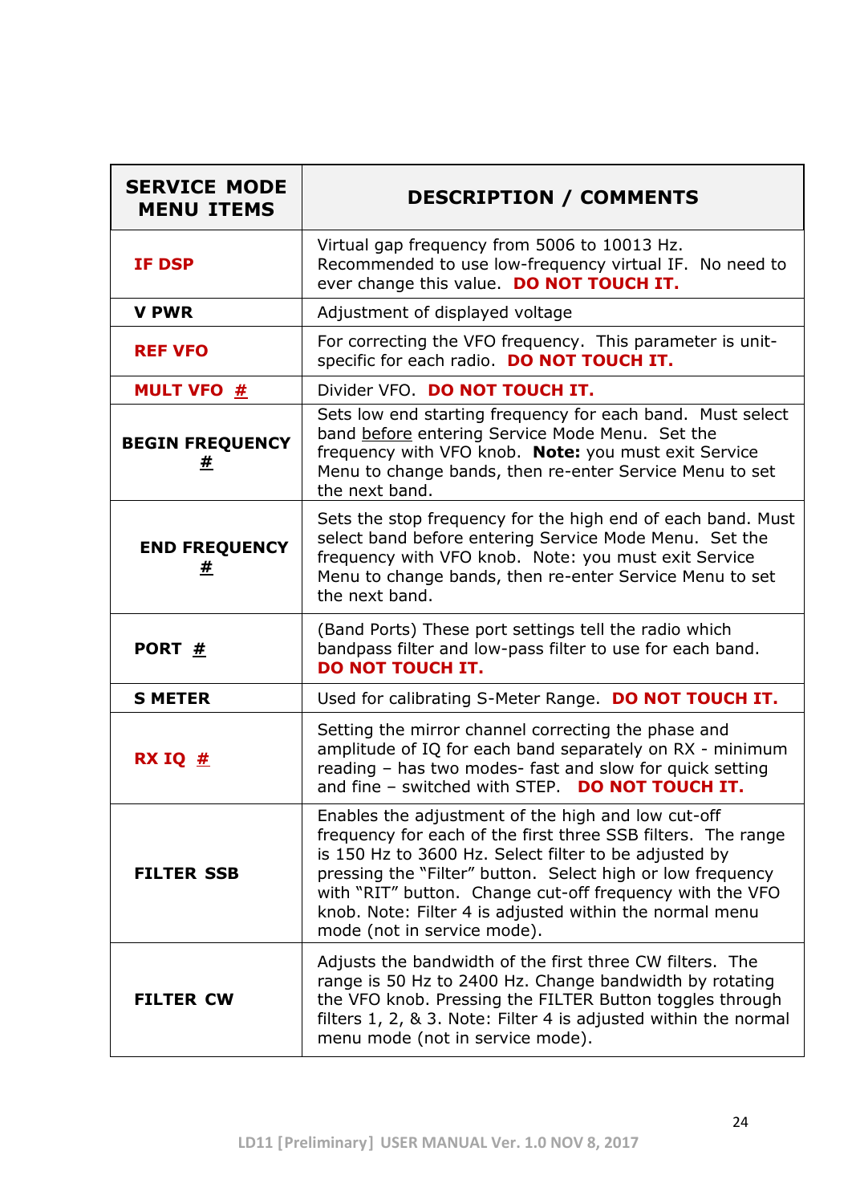| SERVICE MODE MENU ITEMS | DESCRIPTION / COMMENTS |
|---|---|
| **IF DSP** | Virtual gap frequency from 5006 to 10013 Hz. Recommended to use low-frequency virtual IF. No need to ever change this value. **DO NOT TOUCH IT.** |
| **V PWR** | Adjustment of displayed voltage |
| **REF VFO** | For correcting the VFO frequency. This parameter is unit-specific for each radio. **DO NOT TOUCH IT.** |
| **MULT VFO #** | Divider VFO. **DO NOT TOUCH IT.** |
| **BEGIN FREQUENCY #** | Sets low end starting frequency for each band. Must select band before entering Service Mode Menu. Set the frequency with VFO knob. **Note:** you must exit Service Menu to change bands, then re-enter Service Menu to set the next band. |
| **END FREQUENCY #** | Sets the stop frequency for the high end of each band. Must select band before entering Service Mode Menu. Set the frequency with VFO knob. Note: you must exit Service Menu to change bands, then re-enter Service Menu to set the next band. |
| **PORT #** | (Band Ports) These port settings tell the radio which bandpass filter and low-pass filter to use for each band. **DO NOT TOUCH IT.** |
| **S METER** | Used for calibrating S-Meter Range. **DO NOT TOUCH IT.** |
| **RX IQ #** | Setting the mirror channel correcting the phase and amplitude of IQ for each band separately on RX - minimum reading – has two modes- fast and slow for quick setting and fine – switched with STEP. **DO NOT TOUCH IT.** |
| **FILTER SSB** | Enables the adjustment of the high and low cut-off frequency for each of the first three SSB filters. The range is 150 Hz to 3600 Hz. Select filter to be adjusted by pressing the "Filter" button. Select high or low frequency with "RIT" button. Change cut-off frequency with the VFO knob. Note: Filter 4 is adjusted within the normal menu mode (not in service mode). |
| **FILTER CW** | Adjusts the bandwidth of the first three CW filters. The range is 50 Hz to 2400 Hz. Change bandwidth by rotating the VFO knob. Pressing the FILTER Button toggles through filters 1, 2, & 3. Note: Filter 4 is adjusted within the normal menu mode (not in service mode). |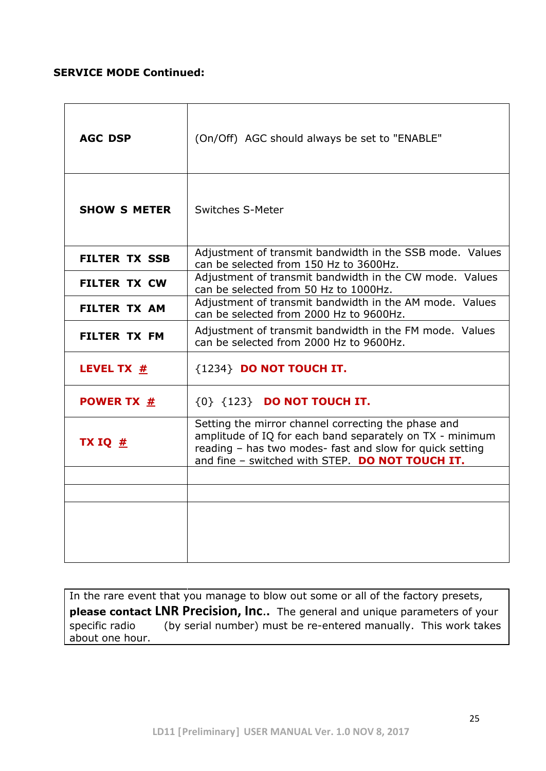**SERVICE MODE Continued:**

| | |
|---|---|
| **AGC DSP** | (On/Off) AGC should always be set to "ENABLE" |
| **SHOW S METER** | Switches S-Meter |
| **FILTER TX SSB** | Adjustment of transmit bandwidth in the SSB mode. Values can be selected from 150 Hz to 3600Hz. |
| **FILTER TX CW** | Adjustment of transmit bandwidth in the CW mode. Values can be selected from 50 Hz to 1000Hz. |
| **FILTER TX AM** | Adjustment of transmit bandwidth in the AM mode. Values can be selected from 2000 Hz to 9600Hz. |
| **FILTER TX FM** | Adjustment of transmit bandwidth in the FM mode. Values can be selected from 2000 Hz to 9600Hz. |
| **LEVEL TX #** | {1234} **DO NOT TOUCH IT.** |
| **POWER TX #** | {0} {123} **DO NOT TOUCH IT.** |
| **TX IQ #** | Setting the mirror channel correcting the phase and amplitude of IQ for each band separately on TX - minimum reading – has two modes- fast and slow for quick setting and fine – switched with STEP. **DO NOT TOUCH IT.** |
| | |
| | |
| | |

In the rare event that you manage to blow out some or all of the factory presets, **please contact LNR Precision, Inc.**. The general and unique parameters of your specific radio (by serial number) must be re-entered manually. This work takes about one hour.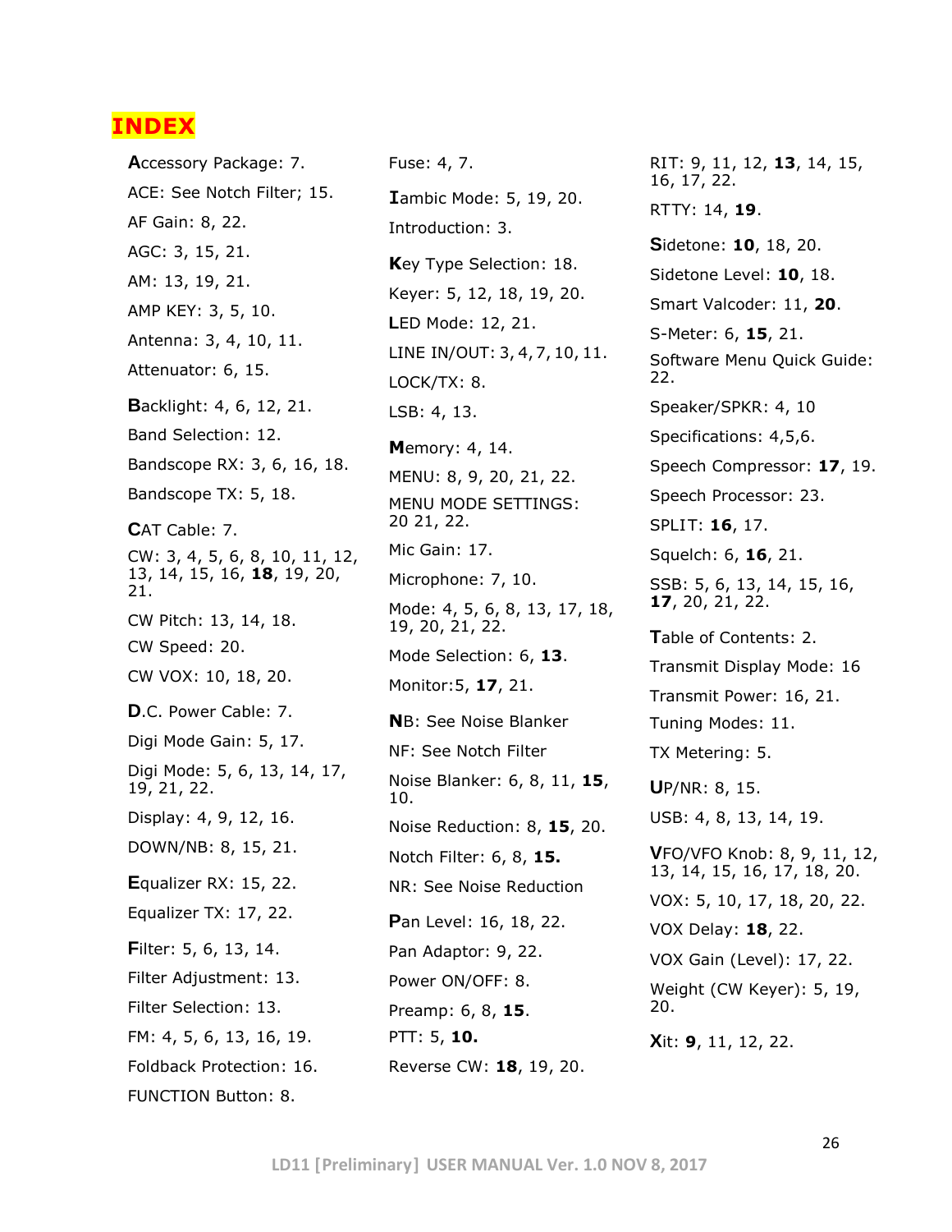# INDEX

**A**ccessory Package: 7.

ACE: See Notch Filter; 15.

AF Gain: 8, 22.

AGC: 3, 15, 21.

AM: 13, 19, 21.

AMP KEY: 3, 5, 10.

Antenna: 3, 4, 10, 11.

Attenuator: 6, 15.

**B**acklight: 4, 6, 12, 21.

Band Selection: 12.

Bandscope RX: 3, 6, 16, 18.

Bandscope TX: 5, 18.

**C**AT Cable: 7.

CW: 3, 4, 5, 6, 8, 10, 11, 12, 13, 14, 15, 16, **18**, 19, 20, 21.

CW Pitch: 13, 14, 18.

CW Speed: 20.

CW VOX: 10, 18, 20.

**D**.C. Power Cable: 7.

Digi Mode Gain: 5, 17.

Digi Mode: 5, 6, 13, 14, 17, 19, 21, 22.

Display: 4, 9, 12, 16.

DOWN/NB: 8, 15, 21.

**E**qualizer RX: 15, 22.

Equalizer TX: 17, 22.

**F**ilter: 5, 6, 13, 14.

Filter Adjustment: 13.

Filter Selection: 13.

FM: 4, 5, 6, 13, 16, 19.

Foldback Protection: 16.

FUNCTION Button: 8.

Fuse: 4, 7.

**I**ambic Mode: 5, 19, 20.

Introduction: 3.

**K**ey Type Selection: 18.

Keyer: 5, 12, 18, 19, 20.

**L**ED Mode: 12, 21.

LINE IN/OUT: 3, 4, 7, 10, 11.

LOCK/TX: 8.

LSB: 4, 13.

**M**emory: 4, 14.

MENU: 8, 9, 20, 21, 22.

MENU MODE SETTINGS: 20 21, 22.

Mic Gain: 17.

Microphone: 7, 10.

Mode: 4, 5, 6, 8, 13, 17, 18, 19, 20, 21, 22.

Mode Selection: 6, **13**.

Monitor:5, **17**, 21.

**N**B: See Noise Blanker

NF: See Notch Filter

Noise Blanker: 6, 8, 11, **15**, 10.

Noise Reduction: 8, **15**, 20.

Notch Filter: 6, 8, **15.**

NR: See Noise Reduction

**P**an Level: 16, 18, 22.

Pan Adaptor: 9, 22.

Power ON/OFF: 8.

Preamp: 6, 8, **15**.

PTT: 5, **10.**

Reverse CW: **18**, 19, 20.

RIT: 9, 11, 12, **13**, 14, 15, 16, 17, 22.

RTTY: 14, **19**.

**S**idetone: **10**, 18, 20.

Sidetone Level: **10**, 18.

Smart Valcoder: 11, **20**.

S-Meter: 6, **15**, 21.

Software Menu Quick Guide: 22.

Speaker/SPKR: 4, 10

Specifications: 4,5,6.

Speech Compressor: **17**, 19.

Speech Processor: 23.

SPLIT: **16**, 17.

Squelch: 6, **16**, 21.

SSB: 5, 6, 13, 14, 15, 16, **17**, 20, 21, 22.

**T**able of Contents: 2.

Transmit Display Mode: 16

Transmit Power: 16, 21.

Tuning Modes: 11.

TX Metering: 5.

**U**P/NR: 8, 15.

USB: 4, 8, 13, 14, 19.

**V**FO/VFO Knob: 8, 9, 11, 12, 13, 14, 15, 16, 17, 18, 20.

VOX: 5, 10, 17, 18, 20, 22.

VOX Delay: **18**, 22.

VOX Gain (Level): 17, 22.

Weight (CW Keyer): 5, 19, 20.

**X**it: **9**, 11, 12, 22.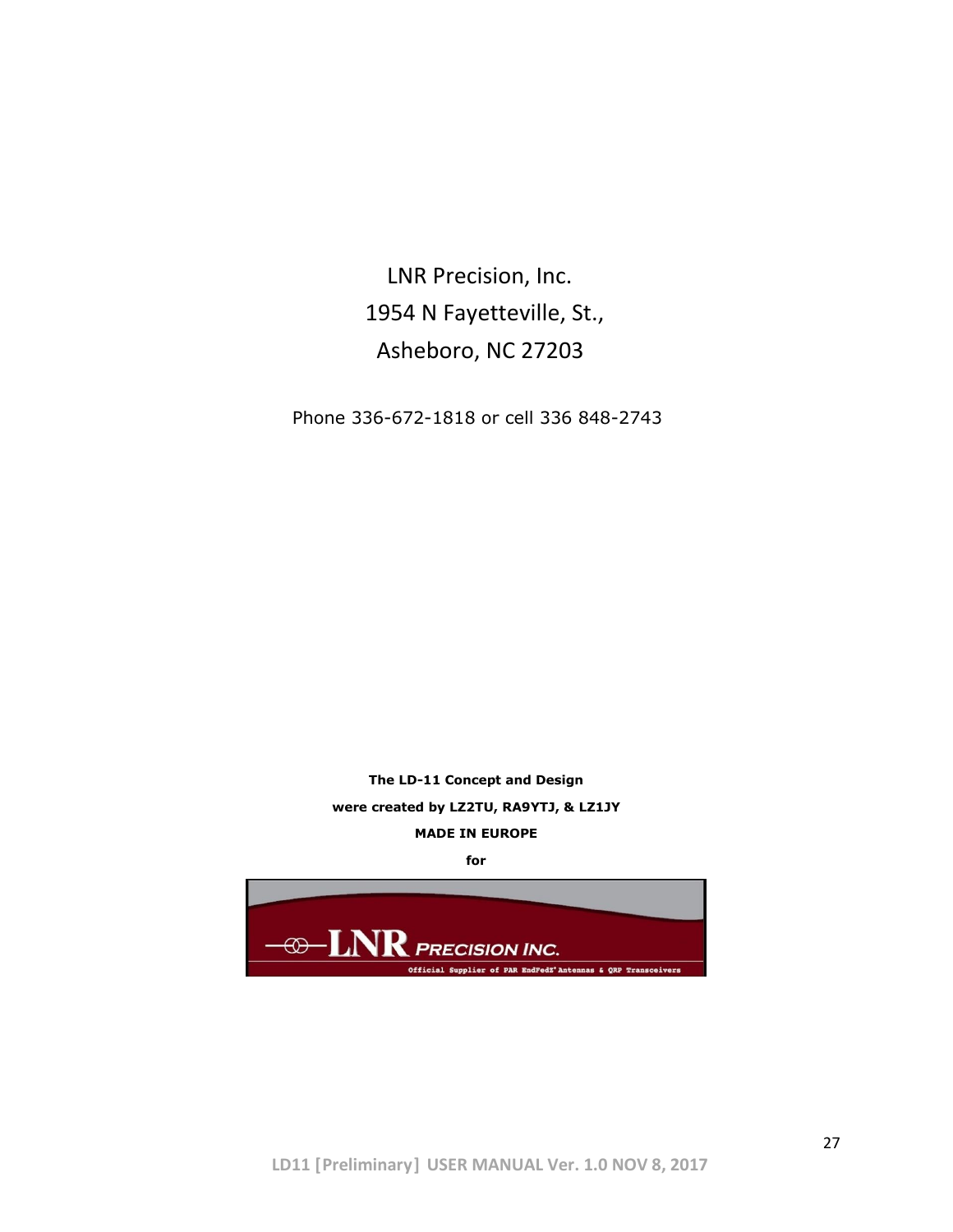LNR Precision, Inc.

1954 N Fayetteville, St.,

Asheboro, NC 27203

Phone 336-672-1818 or cell 336 848-2743

**The LD-11 Concept and Design**

**were created by LZ2TU, RA9YTJ, & LZ1JY**

**MADE IN EUROPE**

**for**

LNR PRECISION INC.

Official Supplier of PAR EndFedZ® Antennas & QRP Transceivers